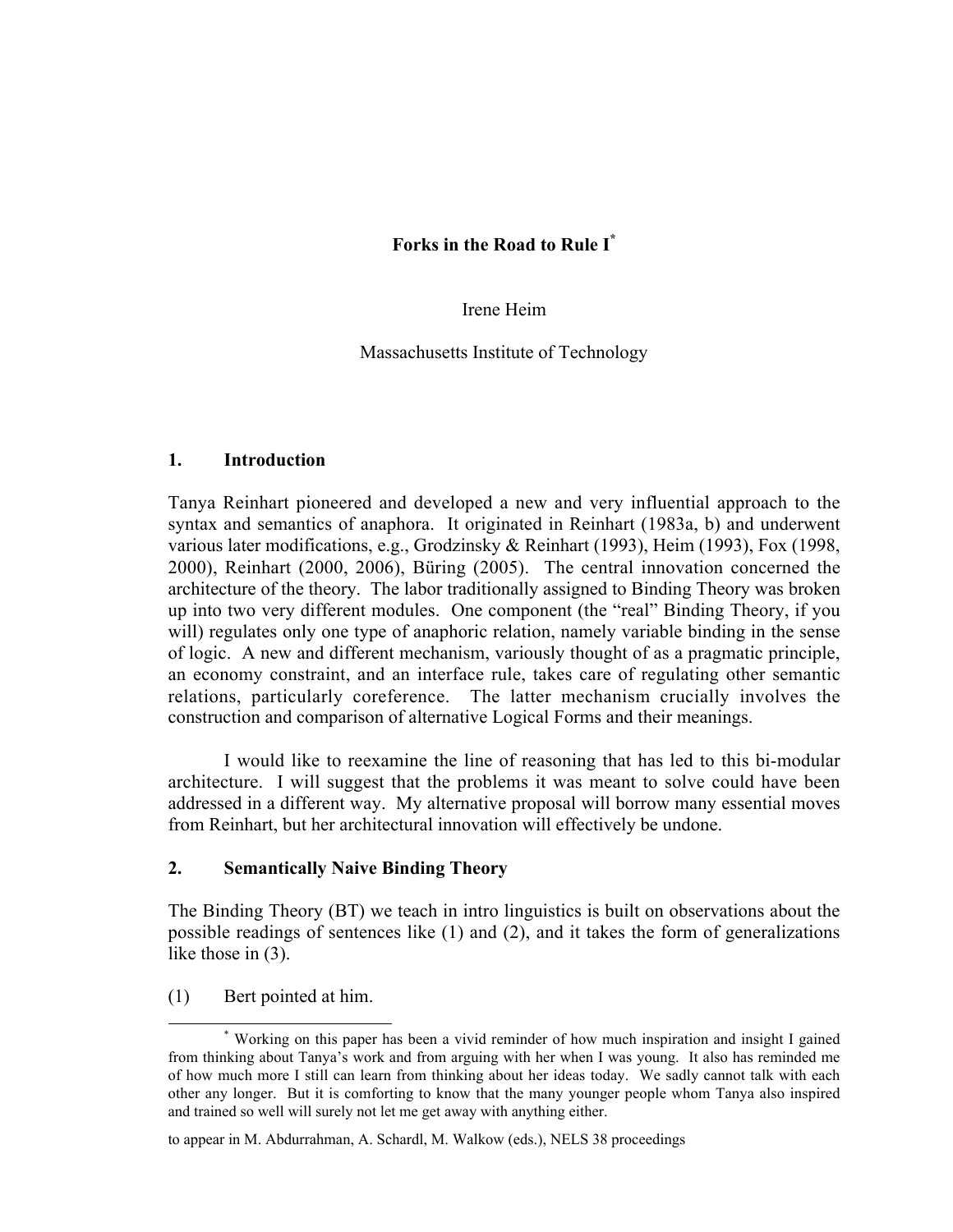# Forks in the Road to Rule I[*]

Irene Heim

Massachusetts Institute of Technology

## 1. Introduction

Tanya Reinhart pioneered and developed a new and very influential approach to the syntax and semantics of anaphora. It originated in Reinhart (1983a, b) and underwent various later modifications, e.g., Grodzinsky & Reinhart (1993), Heim (1993), Fox (1998, 2000), Reinhart (2000, 2006), Büring (2005). The central innovation concerned the architecture of the theory. The labor traditionally assigned to Binding Theory was broken up into two very different modules. One component (the "real" Binding Theory, if you will) regulates only one type of anaphoric relation, namely variable binding in the sense of logic. A new and different mechanism, variously thought of as a pragmatic principle, an economy constraint, and an interface rule, takes care of regulating other semantic relations, particularly coreference. The latter mechanism crucially involves the construction and comparison of alternative Logical Forms and their meanings.

I would like to reexamine the line of reasoning that has led to this bi-modular architecture. I will suggest that the problems it was meant to solve could have been addressed in a different way. My alternative proposal will borrow many essential moves from Reinhart, but her architectural innovation will effectively be undone.

## 2. Semantically Naive Binding Theory

The Binding Theory (BT) we teach in intro linguistics is built on observations about the possible readings of sentences like (1) and (2), and it takes the form of generalizations like those in (3).

(1) Bert pointed at him.

---

[*] Working on this paper has been a vivid reminder of how much inspiration and insight I gained from thinking about Tanya's work and from arguing with her when I was young. It also has reminded me of how much more I still can learn from thinking about her ideas today. We sadly cannot talk with each other any longer. But it is comforting to know that the many younger people whom Tanya also inspired and trained so well will surely not let me get away with anything either.

to appear in M. Abdurrahman, A. Schardl, M. Walkow (eds.), NELS 38 proceedings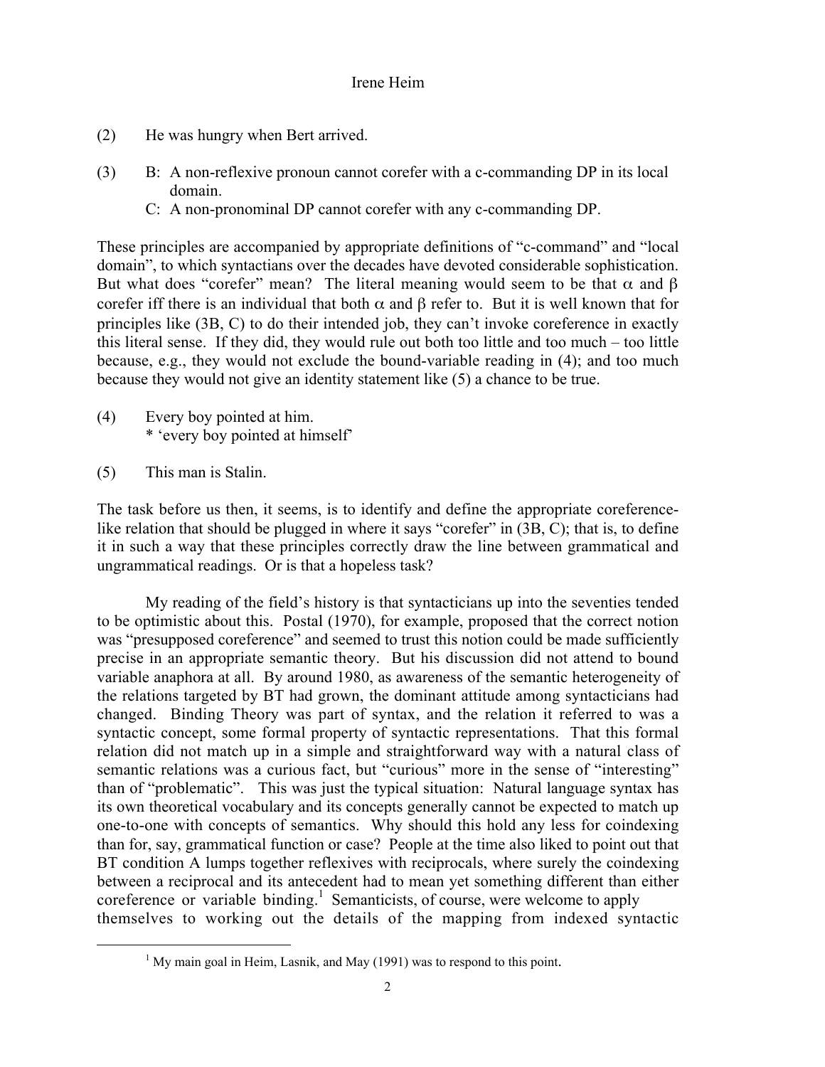(2) He was hungry when Bert arrived.

(3) B: A non-reflexive pronoun cannot corefer with a c-commanding DP in its local domain.
C: A non-pronominal DP cannot corefer with any c-commanding DP.

These principles are accompanied by appropriate definitions of "c-command" and "local domain", to which syntactians over the decades have devoted considerable sophistication. But what does "corefer" mean? The literal meaning would seem to be that $\alpha$ and $\beta$ corefer iff there is an individual that both $\alpha$ and $\beta$ refer to. But it is well known that for principles like (3B, C) to do their intended job, they can't invoke coreference in exactly this literal sense. If they did, they would rule out both too little and too much – too little because, e.g., they would not exclude the bound-variable reading in (4); and too much because they would not give an identity statement like (5) a chance to be true.

(4) Every boy pointed at him.
* 'every boy pointed at himself'

(5) This man is Stalin.

The task before us then, it seems, is to identify and define the appropriate coreference-like relation that should be plugged in where it says "corefer" in (3B, C); that is, to define it in such a way that these principles correctly draw the line between grammatical and ungrammatical readings. Or is that a hopeless task?

My reading of the field's history is that syntacticians up into the seventies tended to be optimistic about this. Postal (1970), for example, proposed that the correct notion was "presupposed coreference" and seemed to trust this notion could be made sufficiently precise in an appropriate semantic theory. But his discussion did not attend to bound variable anaphora at all. By around 1980, as awareness of the semantic heterogeneity of the relations targeted by BT had grown, the dominant attitude among syntacticians had changed. Binding Theory was part of syntax, and the relation it referred to was a syntactic concept, some formal property of syntactic representations. That this formal relation did not match up in a simple and straightforward way with a natural class of semantic relations was a curious fact, but "curious" more in the sense of "interesting" than of "problematic". This was just the typical situation: Natural language syntax has its own theoretical vocabulary and its concepts generally cannot be expected to match up one-to-one with concepts of semantics. Why should this hold any less for coindexing than for, say, grammatical function or case? People at the time also liked to point out that BT condition A lumps together reflexives with reciprocals, where surely the coindexing between a reciprocal and its antecedent had to mean yet something different than either coreference or variable binding.[1] Semanticists, of course, were welcome to apply themselves to working out the details of the mapping from indexed syntactic

[1] My main goal in Heim, Lasnik, and May (1991) was to respond to this point.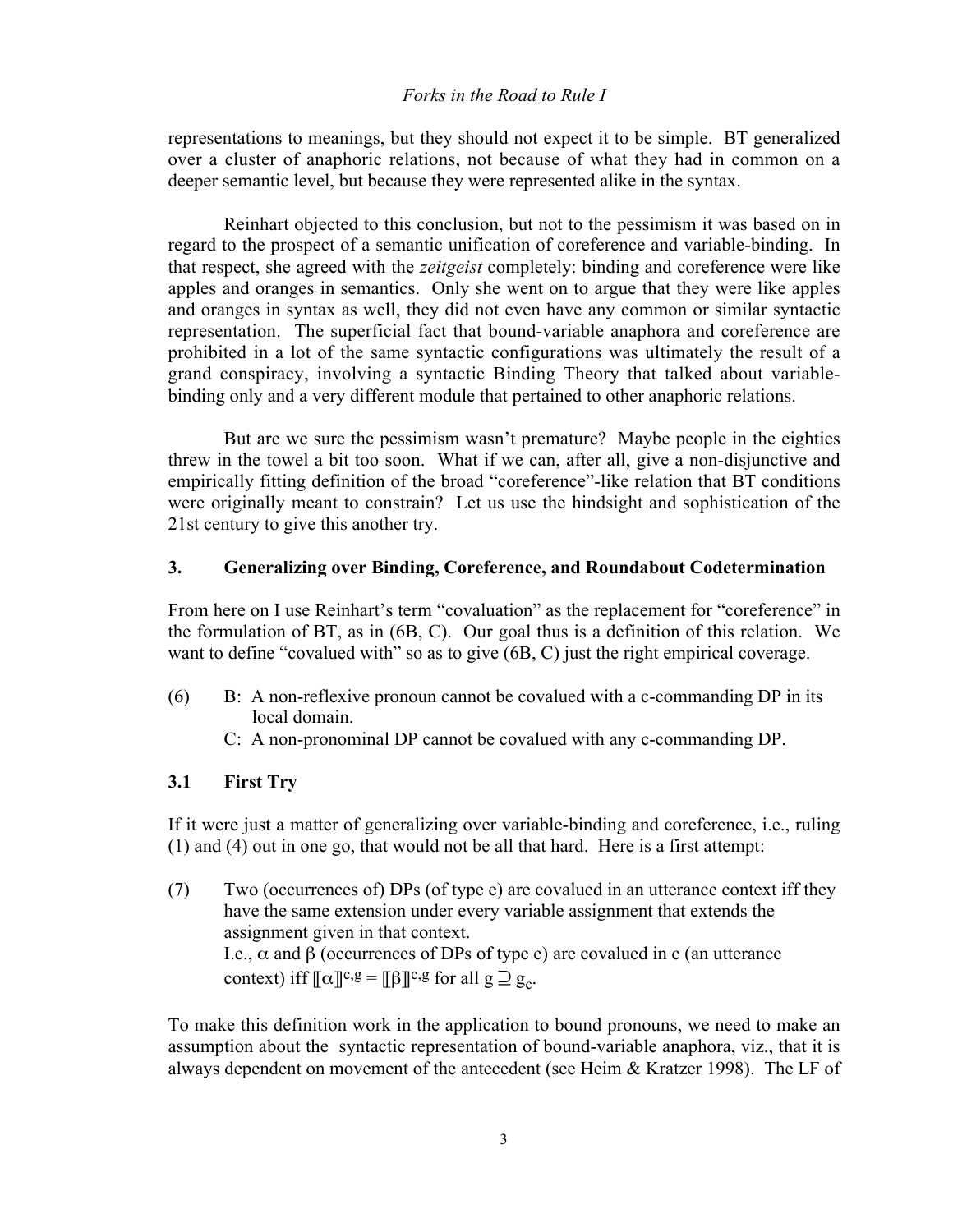representations to meanings, but they should not expect it to be simple. BT generalized over a cluster of anaphoric relations, not because of what they had in common on a deeper semantic level, but because they were represented alike in the syntax.

Reinhart objected to this conclusion, but not to the pessimism it was based on in regard to the prospect of a semantic unification of coreference and variable-binding. In that respect, she agreed with the *zeitgeist* completely: binding and coreference were like apples and oranges in semantics. Only she went on to argue that they were like apples and oranges in syntax as well, they did not even have any common or similar syntactic representation. The superficial fact that bound-variable anaphora and coreference are prohibited in a lot of the same syntactic configurations was ultimately the result of a grand conspiracy, involving a syntactic Binding Theory that talked about variable-binding only and a very different module that pertained to other anaphoric relations.

But are we sure the pessimism wasn't premature? Maybe people in the eighties threw in the towel a bit too soon. What if we can, after all, give a non-disjunctive and empirically fitting definition of the broad "coreference"-like relation that BT conditions were originally meant to constrain? Let us use the hindsight and sophistication of the 21st century to give this another try.

### 3. Generalizing over Binding, Coreference, and Roundabout Codetermination

From here on I use Reinhart's term "covaluation" as the replacement for "coreference" in the formulation of BT, as in (6B, C). Our goal thus is a definition of this relation. We want to define "covalued with" so as to give (6B, C) just the right empirical coverage.

(6) B: A non-reflexive pronoun cannot be covalued with a c-commanding DP in its local domain.
C: A non-pronominal DP cannot be covalued with any c-commanding DP.

### 3.1 First Try

If it were just a matter of generalizing over variable-binding and coreference, i.e., ruling (1) and (4) out in one go, that would not be all that hard. Here is a first attempt:

(7) Two (occurrences of) DPs (of type e) are covalued in an utterance context iff they have the same extension under every variable assignment that extends the assignment given in that context.
I.e., $\alpha$ and $\beta$ (occurrences of DPs of type e) are covalued in c (an utterance context) iff $[\![\alpha]\!]^{c,g} = [\![\beta]\!]^{c,g}$ for all $g \supseteq g_c$.

To make this definition work in the application to bound pronouns, we need to make an assumption about the syntactic representation of bound-variable anaphora, viz., that it is always dependent on movement of the antecedent (see Heim & Kratzer 1998). The LF of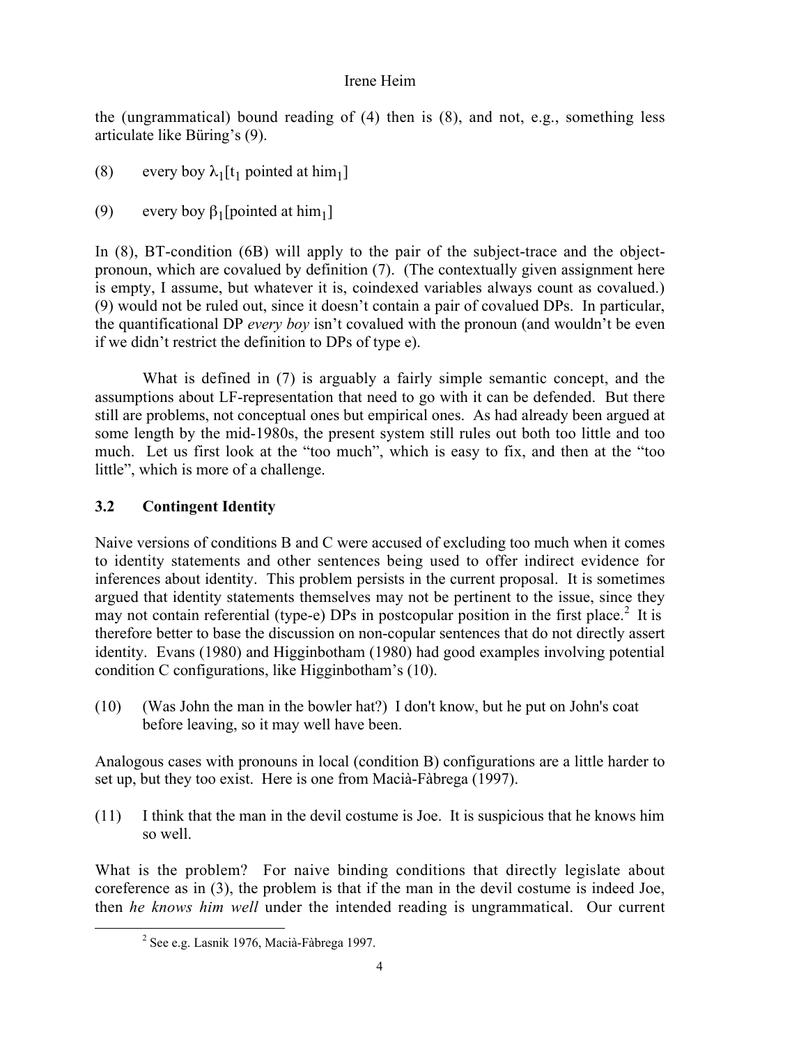the (ungrammatical) bound reading of (4) then is (8), and not, e.g., something less articulate like Büring's (9).

(8) every boy $\lambda_1$[$t_1$ pointed at $him_1$]

(9) every boy $\beta_1$[pointed at $him_1$]

In (8), BT-condition (6B) will apply to the pair of the subject-trace and the object-pronoun, which are covalued by definition (7). (The contextually given assignment here is empty, I assume, but whatever it is, coindexed variables always count as covalued.) (9) would not be ruled out, since it doesn't contain a pair of covalued DPs. In particular, the quantificational DP *every boy* isn't covalued with the pronoun (and wouldn't be even if we didn't restrict the definition to DPs of type e).

What is defined in (7) is arguably a fairly simple semantic concept, and the assumptions about LF-representation that need to go with it can be defended. But there still are problems, not conceptual ones but empirical ones. As had already been argued at some length by the mid-1980s, the present system still rules out both too little and too much. Let us first look at the "too much", which is easy to fix, and then at the "too little", which is more of a challenge.

### 3.2 Contingent Identity

Naive versions of conditions B and C were accused of excluding too much when it comes to identity statements and other sentences being used to offer indirect evidence for inferences about identity. This problem persists in the current proposal. It is sometimes argued that identity statements themselves may not be pertinent to the issue, since they may not contain referential (type-e) DPs in postcopular position in the first place.[2] It is therefore better to base the discussion on non-copular sentences that do not directly assert identity. Evans (1980) and Higginbotham (1980) had good examples involving potential condition C configurations, like Higginbotham's (10).

(10) (Was John the man in the bowler hat?) I don't know, but he put on John's coat before leaving, so it may well have been.

Analogous cases with pronouns in local (condition B) configurations are a little harder to set up, but they too exist. Here is one from Macià-Fàbrega (1997).

(11) I think that the man in the devil costume is Joe. It is suspicious that he knows him so well.

What is the problem? For naive binding conditions that directly legislate about coreference as in (3), the problem is that if the man in the devil costume is indeed Joe, then *he knows him well* under the intended reading is ungrammatical. Our current

[2] See e.g. Lasnik 1976, Macià-Fàbrega 1997.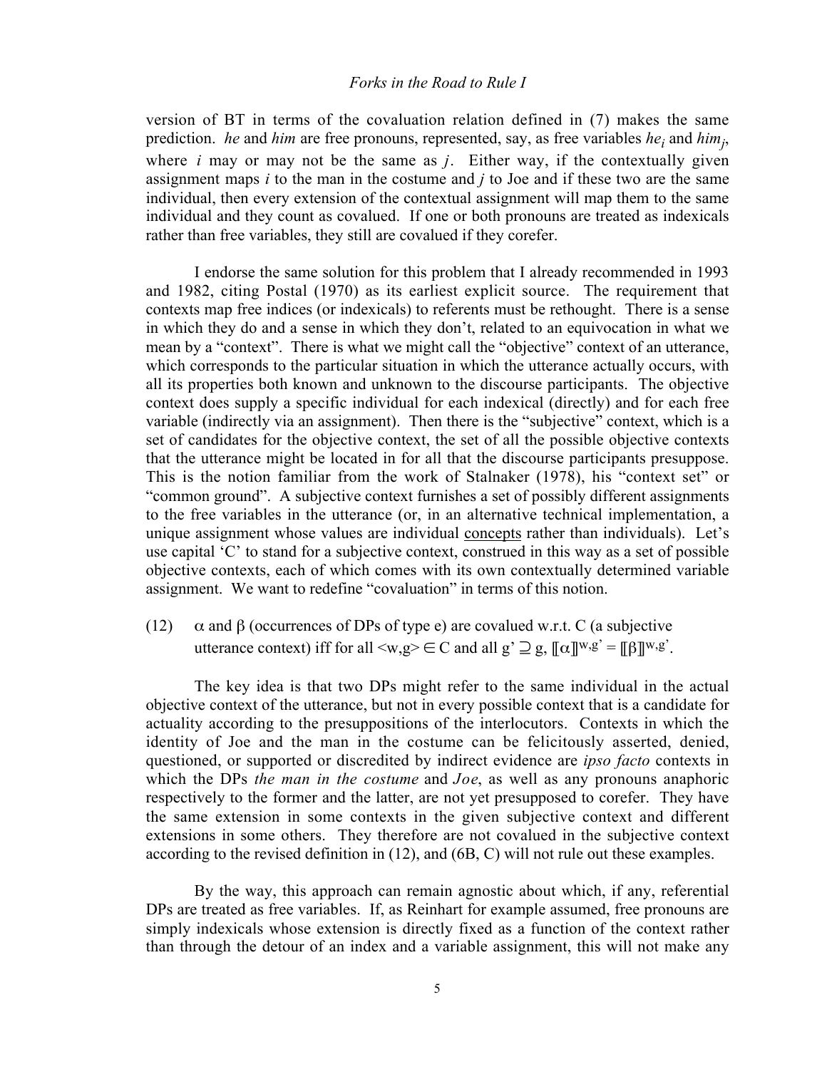version of BT in terms of the covaluation relation defined in (7) makes the same prediction. *he* and *him* are free pronouns, represented, say, as free variables $he_i$ and $him_j$, where $i$ may or may not be the same as $j$. Either way, if the contextually given assignment maps $i$ to the man in the costume and $j$ to Joe and if these two are the same individual, then every extension of the contextual assignment will map them to the same individual and they count as covalued. If one or both pronouns are treated as indexicals rather than free variables, they still are covalued if they corefer.

I endorse the same solution for this problem that I already recommended in 1993 and 1982, citing Postal (1970) as its earliest explicit source. The requirement that contexts map free indices (or indexicals) to referents must be rethought. There is a sense in which they do and a sense in which they don't, related to an equivocation in what we mean by a "context". There is what we might call the "objective" context of an utterance, which corresponds to the particular situation in which the utterance actually occurs, with all its properties both known and unknown to the discourse participants. The objective context does supply a specific individual for each indexical (directly) and for each free variable (indirectly via an assignment). Then there is the "subjective" context, which is a set of candidates for the objective context, the set of all the possible objective contexts that the utterance might be located in for all that the discourse participants presuppose. This is the notion familiar from the work of Stalnaker (1978), his "context set" or "common ground". A subjective context furnishes a set of possibly different assignments to the free variables in the utterance (or, in an alternative technical implementation, a unique assignment whose values are individual <u>concepts</u> rather than individuals). Let's use capital 'C' to stand for a subjective context, construed in this way as a set of possible objective contexts, each of which comes with its own contextually determined variable assignment. We want to redefine "covaluation" in terms of this notion.

(12) $\alpha$ and $\beta$ (occurrences of DPs of type e) are covalued w.r.t. C (a subjective utterance context) iff for all $\langle w,g \rangle \in C$ and all $g' \supseteq g$, $[\![\alpha]\!]^{w,g'} = [\![\beta]\!]^{w,g'}$.

The key idea is that two DPs might refer to the same individual in the actual objective context of the utterance, but not in every possible context that is a candidate for actuality according to the presuppositions of the interlocutors. Contexts in which the identity of Joe and the man in the costume can be felicitously asserted, denied, questioned, or supported or discredited by indirect evidence are *ipso facto* contexts in which the DPs *the man in the costume* and *Joe*, as well as any pronouns anaphoric respectively to the former and the latter, are not yet presupposed to corefer. They have the same extension in some contexts in the given subjective context and different extensions in some others. They therefore are not covalued in the subjective context according to the revised definition in (12), and (6B, C) will not rule out these examples.

By the way, this approach can remain agnostic about which, if any, referential DPs are treated as free variables. If, as Reinhart for example assumed, free pronouns are simply indexicals whose extension is directly fixed as a function of the context rather than through the detour of an index and a variable assignment, this will not make any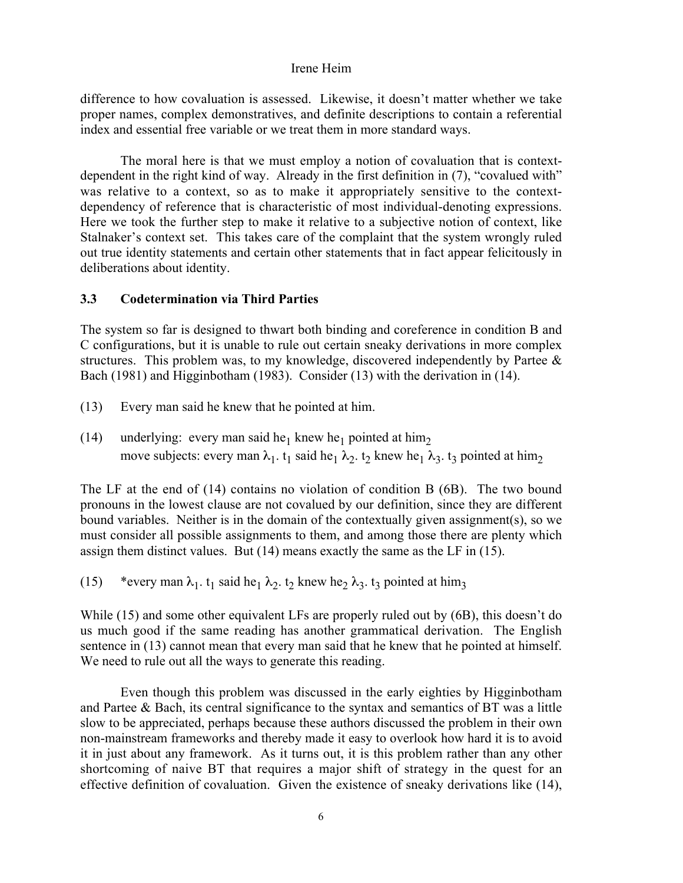difference to how covaluation is assessed. Likewise, it doesn't matter whether we take proper names, complex demonstratives, and definite descriptions to contain a referential index and essential free variable or we treat them in more standard ways.

The moral here is that we must employ a notion of covaluation that is context-dependent in the right kind of way. Already in the first definition in (7), "covalued with" was relative to a context, so as to make it appropriately sensitive to the context-dependency of reference that is characteristic of most individual-denoting expressions. Here we took the further step to make it relative to a subjective notion of context, like Stalnaker's context set. This takes care of the complaint that the system wrongly ruled out true identity statements and certain other statements that in fact appear felicitously in deliberations about identity.

### 3.3 Codetermination via Third Parties

The system so far is designed to thwart both binding and coreference in condition B and C configurations, but it is unable to rule out certain sneaky derivations in more complex structures. This problem was, to my knowledge, discovered independently by Partee & Bach (1981) and Higginbotham (1983). Consider (13) with the derivation in (14).

(13) Every man said he knew that he pointed at him.

(14) underlying: every man said $\text{he}_1$ knew $\text{he}_1$ pointed at $\text{him}_2$
move subjects: every man $\lambda_1$. $t_1$ said $\text{he}_1$ $\lambda_2$. $t_2$ knew $\text{he}_1$ $\lambda_3$. $t_3$ pointed at $\text{him}_2$

The LF at the end of (14) contains no violation of condition B (6B). The two bound pronouns in the lowest clause are not covalued by our definition, since they are different bound variables. Neither is in the domain of the contextually given assignment(s), so we must consider all possible assignments to them, and among those there are plenty which assign them distinct values. But (14) means exactly the same as the LF in (15).

(15) *every man $\lambda_1$. $t_1$ said $\text{he}_1$ $\lambda_2$. $t_2$ knew $\text{he}_2$ $\lambda_3$. $t_3$ pointed at $\text{him}_3$

While (15) and some other equivalent LFs are properly ruled out by (6B), this doesn't do us much good if the same reading has another grammatical derivation. The English sentence in (13) cannot mean that every man said that he knew that he pointed at himself. We need to rule out all the ways to generate this reading.

Even though this problem was discussed in the early eighties by Higginbotham and Partee & Bach, its central significance to the syntax and semantics of BT was a little slow to be appreciated, perhaps because these authors discussed the problem in their own non-mainstream frameworks and thereby made it easy to overlook how hard it is to avoid it in just about any framework. As it turns out, it is this problem rather than any other shortcoming of naive BT that requires a major shift of strategy in the quest for an effective definition of covaluation. Given the existence of sneaky derivations like (14),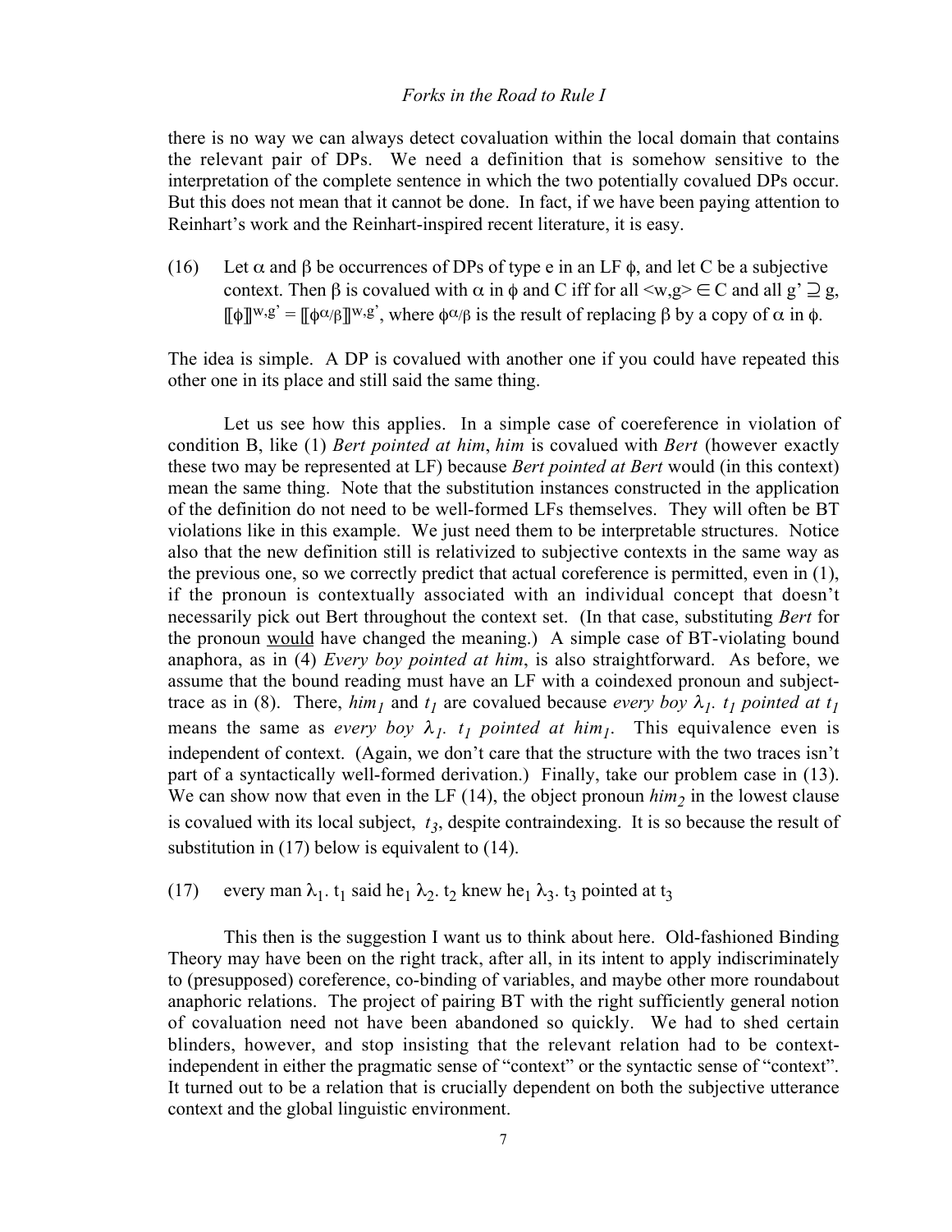there is no way we can always detect covaluation within the local domain that contains the relevant pair of DPs. We need a definition that is somehow sensitive to the interpretation of the complete sentence in which the two potentially covalued DPs occur. But this does not mean that it cannot be done. In fact, if we have been paying attention to Reinhart's work and the Reinhart-inspired recent literature, it is easy.

(16) Let $\alpha$ and $\beta$ be occurrences of DPs of type e in an LF $\phi$, and let C be a subjective context. Then $\beta$ is covalued with $\alpha$ in $\phi$ and C iff for all $\langle w,g \rangle \in C$ and all $g' \supseteq g$, $[\![\phi]\!]^{w,g'} = [\![\phi^{\alpha/\beta}]\!]^{w,g'}$, where $\phi^{\alpha/\beta}$ is the result of replacing $\beta$ by a copy of $\alpha$ in $\phi$.

The idea is simple. A DP is covalued with another one if you could have repeated this other one in its place and still said the same thing.

Let us see how this applies. In a simple case of coereference in violation of condition B, like (1) *Bert pointed at him*, *him* is covalued with *Bert* (however exactly these two may be represented at LF) because *Bert pointed at Bert* would (in this context) mean the same thing. Note that the substitution instances constructed in the application of the definition do not need to be well-formed LFs themselves. They will often be BT violations like in this example. We just need them to be interpretable structures. Notice also that the new definition still is relativized to subjective contexts in the same way as the previous one, so we correctly predict that actual coreference is permitted, even in (1), if the pronoun is contextually associated with an individual concept that doesn't necessarily pick out Bert throughout the context set. (In that case, substituting *Bert* for the pronoun would have changed the meaning.) A simple case of BT-violating bound anaphora, as in (4) *Every boy pointed at him*, is also straightforward. As before, we assume that the bound reading must have an LF with a coindexed pronoun and subject-trace as in (8). There, $him_1$ and $t_1$ are covalued because *every boy* $\lambda_1$. $t_1$ *pointed at* $t_1$ means the same as *every boy* $\lambda_1$. $t_1$ *pointed at* $him_1$. This equivalence even is independent of context. (Again, we don't care that the structure with the two traces isn't part of a syntactically well-formed derivation.) Finally, take our problem case in (13). We can show now that even in the LF (14), the object pronoun $him_2$ in the lowest clause is covalued with its local subject, $t_3$, despite contraindexing. It is so because the result of substitution in (17) below is equivalent to (14).

(17) every man $\lambda_1$. $t_1$ said $he_1$ $\lambda_2$. $t_2$ knew $he_1$ $\lambda_3$. $t_3$ pointed at $t_3$

This then is the suggestion I want us to think about here. Old-fashioned Binding Theory may have been on the right track, after all, in its intent to apply indiscriminately to (presupposed) coreference, co-binding of variables, and maybe other more roundabout anaphoric relations. The project of pairing BT with the right sufficiently general notion of covaluation need not have been abandoned so quickly. We had to shed certain blinders, however, and stop insisting that the relevant relation had to be context-independent in either the pragmatic sense of "context" or the syntactic sense of "context". It turned out to be a relation that is crucially dependent on both the subjective utterance context and the global linguistic environment.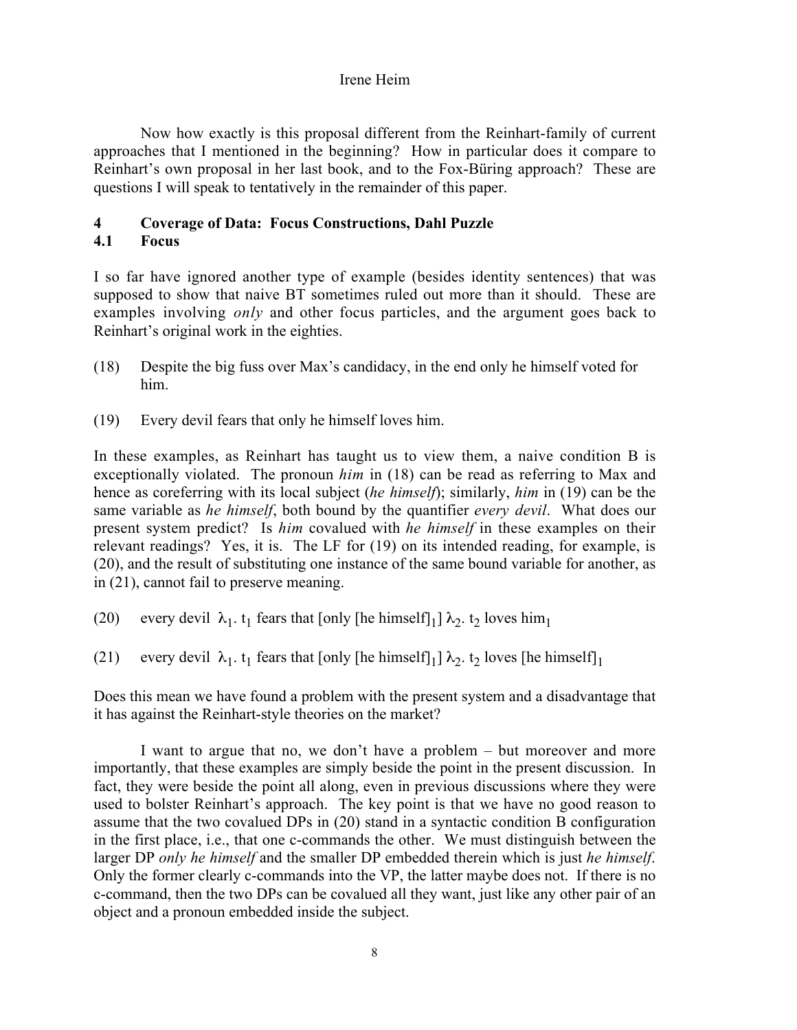Now how exactly is this proposal different from the Reinhart-family of current approaches that I mentioned in the beginning? How in particular does it compare to Reinhart's own proposal in her last book, and to the Fox-Büring approach? These are questions I will speak to tentatively in the remainder of this paper.

## 4 Coverage of Data: Focus Constructions, Dahl Puzzle

### 4.1 Focus

I so far have ignored another type of example (besides identity sentences) that was supposed to show that naive BT sometimes ruled out more than it should. These are examples involving *only* and other focus particles, and the argument goes back to Reinhart's original work in the eighties.

(18) Despite the big fuss over Max's candidacy, in the end only he himself voted for him.

(19) Every devil fears that only he himself loves him.

In these examples, as Reinhart has taught us to view them, a naive condition B is exceptionally violated. The pronoun *him* in (18) can be read as referring to Max and hence as coreferring with its local subject (*he himself*); similarly, *him* in (19) can be the same variable as *he himself*, both bound by the quantifier *every devil*. What does our present system predict? Is *him* covalued with *he himself* in these examples on their relevant readings? Yes, it is. The LF for (19) on its intended reading, for example, is (20), and the result of substituting one instance of the same bound variable for another, as in (21), cannot fail to preserve meaning.

(20) every devil $\lambda_1$. $t_1$ fears that [only [he himself]$_1$] $\lambda_2$. $t_2$ loves him$_1$

(21) every devil $\lambda_1$. $t_1$ fears that [only [he himself]$_1$] $\lambda_2$. $t_2$ loves [he himself]$_1$

Does this mean we have found a problem with the present system and a disadvantage that it has against the Reinhart-style theories on the market?

I want to argue that no, we don't have a problem – but moreover and more importantly, that these examples are simply beside the point in the present discussion. In fact, they were beside the point all along, even in previous discussions where they were used to bolster Reinhart's approach. The key point is that we have no good reason to assume that the two covalued DPs in (20) stand in a syntactic condition B configuration in the first place, i.e., that one c-commands the other. We must distinguish between the larger DP *only he himself* and the smaller DP embedded therein which is just *he himself*. Only the former clearly c-commands into the VP, the latter maybe does not. If there is no c-command, then the two DPs can be covalued all they want, just like any other pair of an object and a pronoun embedded inside the subject.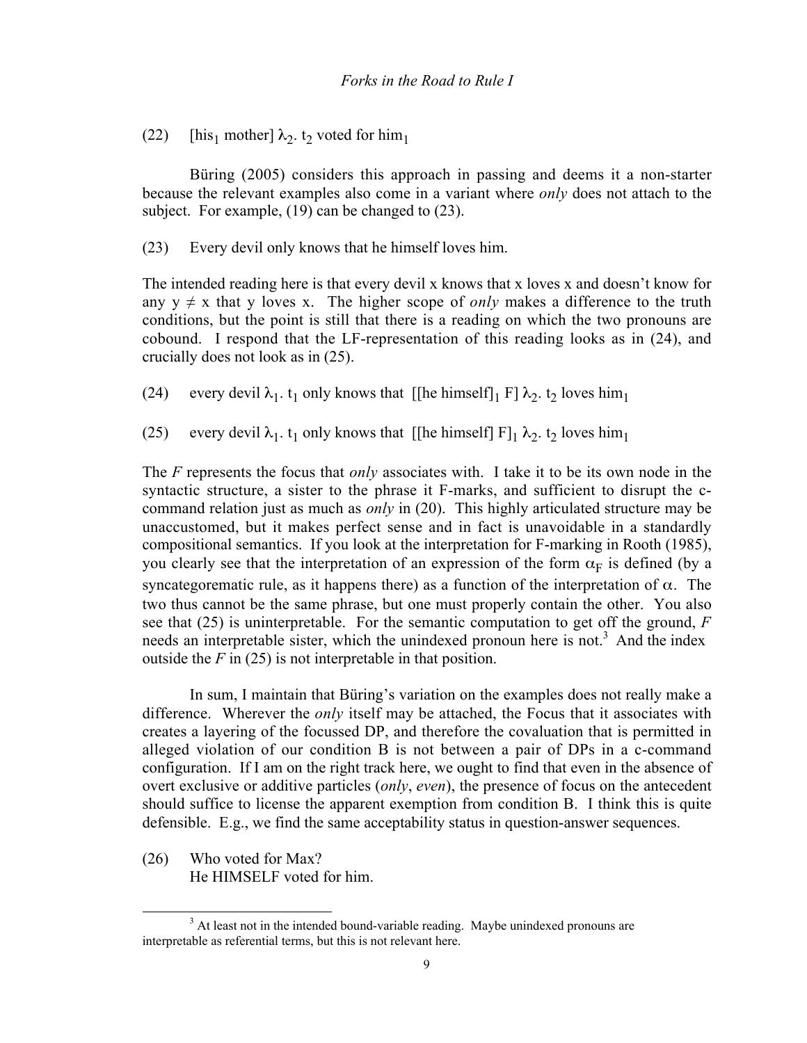(22) [$\text{his}_1$ mother] $\lambda_2$. $t_2$ voted for $\text{him}_1$

Büring (2005) considers this approach in passing and deems it a non-starter because the relevant examples also come in a variant where *only* does not attach to the subject. For example, (19) can be changed to (23).

(23) Every devil only knows that he himself loves him.

The intended reading here is that every devil x knows that x loves x and doesn't know for any $y \neq x$ that y loves x. The higher scope of *only* makes a difference to the truth conditions, but the point is still that there is a reading on which the two pronouns are cobound. I respond that the LF-representation of this reading looks as in (24), and crucially does not look as in (25).

(24) every devil $\lambda_1$. $t_1$ only knows that [[he himself]$_1$ F] $\lambda_2$. $t_2$ loves $\text{him}_1$

(25) every devil $\lambda_1$. $t_1$ only knows that [[he himself] F]$_1$ $\lambda_2$. $t_2$ loves $\text{him}_1$

The *F* represents the focus that *only* associates with. I take it to be its own node in the syntactic structure, a sister to the phrase it F-marks, and sufficient to disrupt the c-command relation just as much as *only* in (20). This highly articulated structure may be unaccustomed, but it makes perfect sense and in fact is unavoidable in a standardly compositional semantics. If you look at the interpretation for F-marking in Rooth (1985), you clearly see that the interpretation of an expression of the form $\alpha_F$ is defined (by a syncategorematic rule, as it happens there) as a function of the interpretation of $\alpha$. The two thus cannot be the same phrase, but one must properly contain the other. You also see that (25) is uninterpretable. For the semantic computation to get off the ground, *F* needs an interpretable sister, which the unindexed pronoun here is not.[3] And the index outside the *F* in (25) is not interpretable in that position.

In sum, I maintain that Büring's variation on the examples does not really make a difference. Wherever the *only* itself may be attached, the Focus that it associates with creates a layering of the focussed DP, and therefore the covaluation that is permitted in alleged violation of our condition B is not between a pair of DPs in a c-command configuration. If I am on the right track here, we ought to find that even in the absence of overt exclusive or additive particles (*only*, *even*), the presence of focus on the antecedent should suffice to license the apparent exemption from condition B. I think this is quite defensible. E.g., we find the same acceptability status in question-answer sequences.

(26) Who voted for Max?
He HIMSELF voted for him.

[3] At least not in the intended bound-variable reading. Maybe unindexed pronouns are interpretable as referential terms, but this is not relevant here.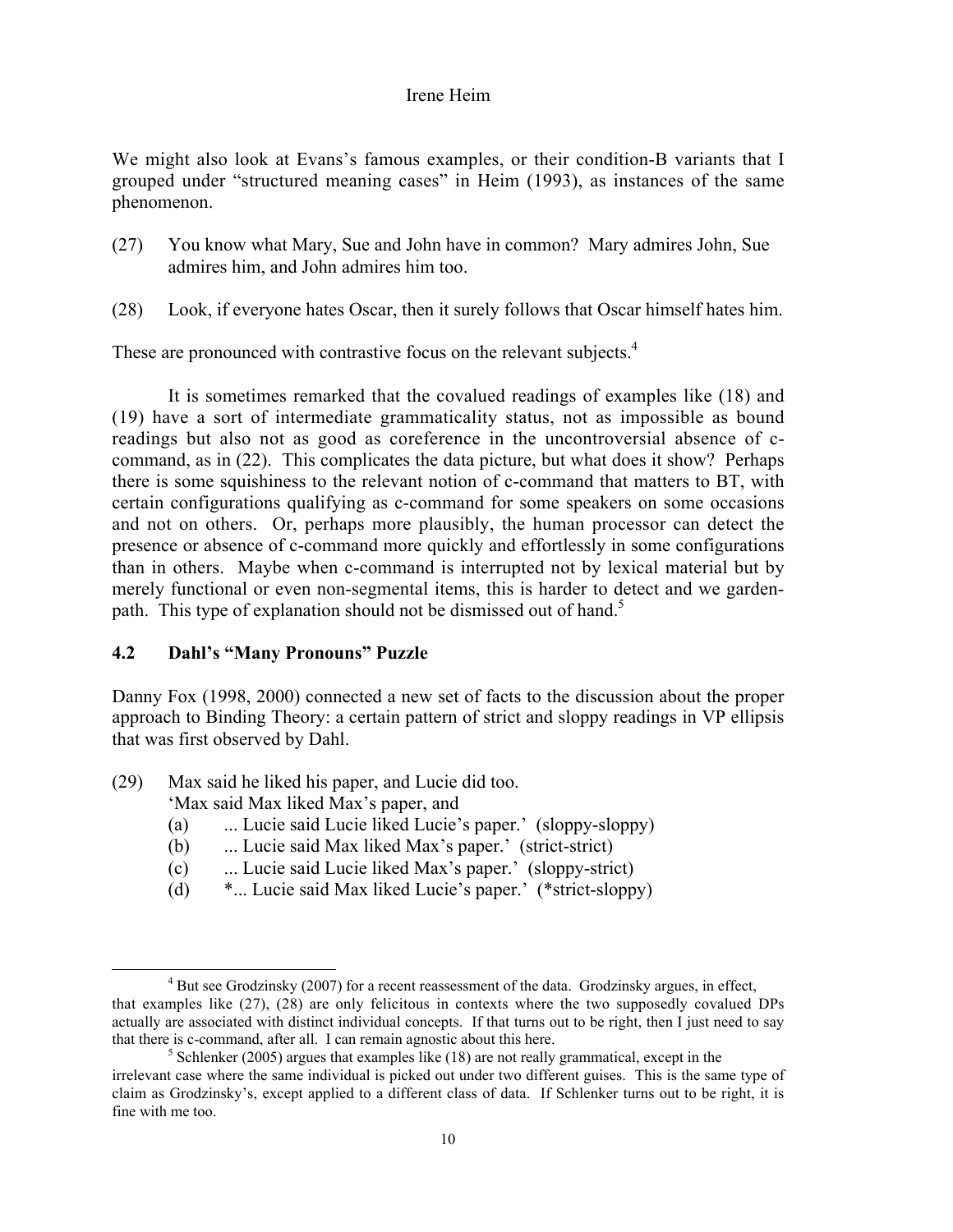We might also look at Evans's famous examples, or their condition-B variants that I grouped under "structured meaning cases" in Heim (1993), as instances of the same phenomenon.

(27) You know what Mary, Sue and John have in common? Mary admires John, Sue admires him, and John admires him too.

(28) Look, if everyone hates Oscar, then it surely follows that Oscar himself hates him.

These are pronounced with contrastive focus on the relevant subjects.[4]

It is sometimes remarked that the covalued readings of examples like (18) and (19) have a sort of intermediate grammaticality status, not as impossible as bound readings but also not as good as coreference in the uncontroversial absence of c-command, as in (22). This complicates the data picture, but what does it show? Perhaps there is some squishiness to the relevant notion of c-command that matters to BT, with certain configurations qualifying as c-command for some speakers on some occasions and not on others. Or, perhaps more plausibly, the human processor can detect the presence or absence of c-command more quickly and effortlessly in some configurations than in others. Maybe when c-command is interrupted not by lexical material but by merely functional or even non-segmental items, this is harder to detect and we garden-path. This type of explanation should not be dismissed out of hand.[5]

## 4.2 Dahl's "Many Pronouns" Puzzle

Danny Fox (1998, 2000) connected a new set of facts to the discussion about the proper approach to Binding Theory: a certain pattern of strict and sloppy readings in VP ellipsis that was first observed by Dahl.

(29) Max said he liked his paper, and Lucie did too.
'Max said Max liked Max's paper, and
   (a) ... Lucie said Lucie liked Lucie's paper.' (sloppy-sloppy)
   (b) ... Lucie said Max liked Max's paper.' (strict-strict)
   (c) ... Lucie said Lucie liked Max's paper.' (sloppy-strict)
   (d) *... Lucie said Max liked Lucie's paper.' (*strict-sloppy)

---

[4] But see Grodzinsky (2007) for a recent reassessment of the data. Grodzinsky argues, in effect, that examples like (27), (28) are only felicitous in contexts where the two supposedly covalued DPs actually are associated with distinct individual concepts. If that turns out to be right, then I just need to say that there is c-command, after all. I can remain agnostic about this here.

[5] Schlenker (2005) argues that examples like (18) are not really grammatical, except in the irrelevant case where the same individual is picked out under two different guises. This is the same type of claim as Grodzinsky's, except applied to a different class of data. If Schlenker turns out to be right, it is fine with me too.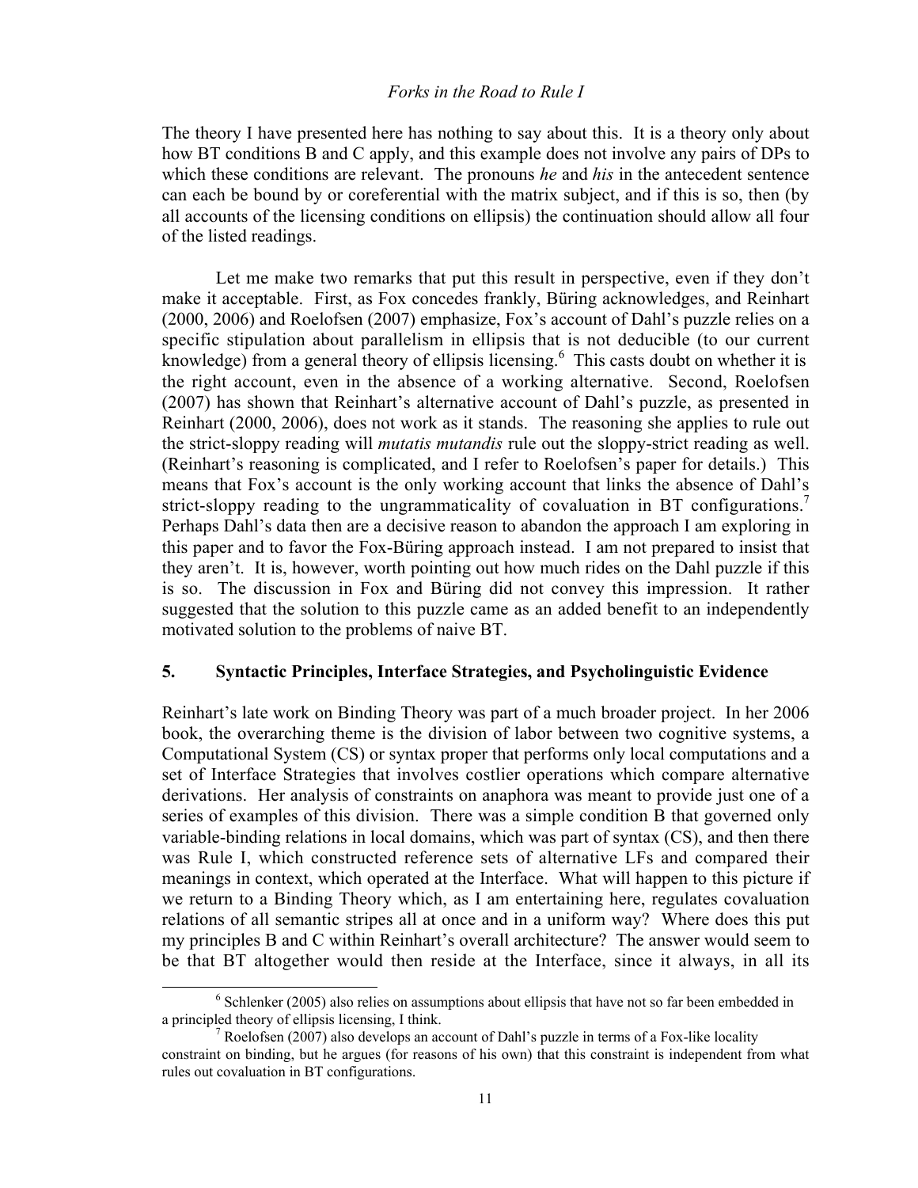The theory I have presented here has nothing to say about this. It is a theory only about how BT conditions B and C apply, and this example does not involve any pairs of DPs to which these conditions are relevant. The pronouns *he* and *his* in the antecedent sentence can each be bound by or coreferential with the matrix subject, and if this is so, then (by all accounts of the licensing conditions on ellipsis) the continuation should allow all four of the listed readings.

Let me make two remarks that put this result in perspective, even if they don't make it acceptable. First, as Fox concedes frankly, Büring acknowledges, and Reinhart (2000, 2006) and Roelofsen (2007) emphasize, Fox's account of Dahl's puzzle relies on a specific stipulation about parallelism in ellipsis that is not deducible (to our current knowledge) from a general theory of ellipsis licensing.[6] This casts doubt on whether it is the right account, even in the absence of a working alternative. Second, Roelofsen (2007) has shown that Reinhart's alternative account of Dahl's puzzle, as presented in Reinhart (2000, 2006), does not work as it stands. The reasoning she applies to rule out the strict-sloppy reading will *mutatis mutandis* rule out the sloppy-strict reading as well. (Reinhart's reasoning is complicated, and I refer to Roelofsen's paper for details.) This means that Fox's account is the only working account that links the absence of Dahl's strict-sloppy reading to the ungrammaticality of covaluation in BT configurations.[7] Perhaps Dahl's data then are a decisive reason to abandon the approach I am exploring in this paper and to favor the Fox-Büring approach instead. I am not prepared to insist that they aren't. It is, however, worth pointing out how much rides on the Dahl puzzle if this is so. The discussion in Fox and Büring did not convey this impression. It rather suggested that the solution to this puzzle came as an added benefit to an independently motivated solution to the problems of naive BT.

## 5. Syntactic Principles, Interface Strategies, and Psycholinguistic Evidence

Reinhart's late work on Binding Theory was part of a much broader project. In her 2006 book, the overarching theme is the division of labor between two cognitive systems, a Computational System (CS) or syntax proper that performs only local computations and a set of Interface Strategies that involves costlier operations which compare alternative derivations. Her analysis of constraints on anaphora was meant to provide just one of a series of examples of this division. There was a simple condition B that governed only variable-binding relations in local domains, which was part of syntax (CS), and then there was Rule I, which constructed reference sets of alternative LFs and compared their meanings in context, which operated at the Interface. What will happen to this picture if we return to a Binding Theory which, as I am entertaining here, regulates covaluation relations of all semantic stripes all at once and in a uniform way? Where does this put my principles B and C within Reinhart's overall architecture? The answer would seem to be that BT altogether would then reside at the Interface, since it always, in all its

[6] Schlenker (2005) also relies on assumptions about ellipsis that have not so far been embedded in a principled theory of ellipsis licensing, I think.

[7] Roelofsen (2007) also develops an account of Dahl's puzzle in terms of a Fox-like locality constraint on binding, but he argues (for reasons of his own) that this constraint is independent from what rules out covaluation in BT configurations.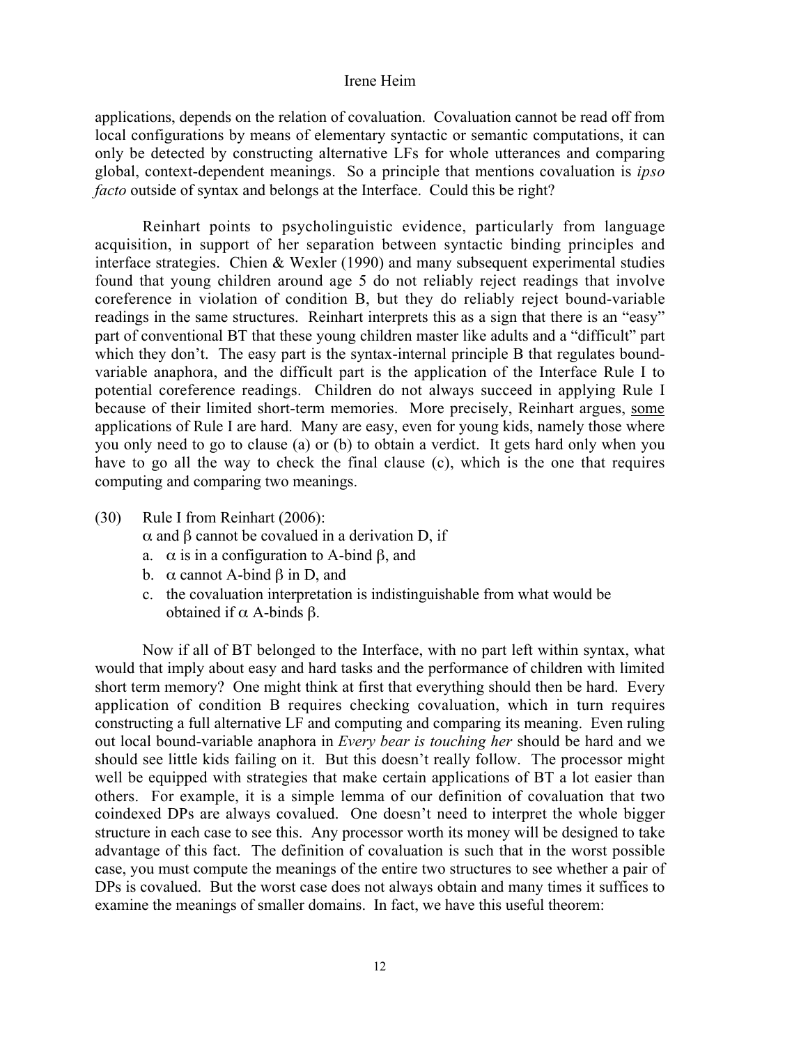applications, depends on the relation of covaluation. Covaluation cannot be read off from local configurations by means of elementary syntactic or semantic computations, it can only be detected by constructing alternative LFs for whole utterances and comparing global, context-dependent meanings. So a principle that mentions covaluation is *ipso facto* outside of syntax and belongs at the Interface. Could this be right?

Reinhart points to psycholinguistic evidence, particularly from language acquisition, in support of her separation between syntactic binding principles and interface strategies. Chien & Wexler (1990) and many subsequent experimental studies found that young children around age 5 do not reliably reject readings that involve coreference in violation of condition B, but they do reliably reject bound-variable readings in the same structures. Reinhart interprets this as a sign that there is an "easy" part of conventional BT that these young children master like adults and a "difficult" part which they don't. The easy part is the syntax-internal principle B that regulates bound-variable anaphora, and the difficult part is the application of the Interface Rule I to potential coreference readings. Children do not always succeed in applying Rule I because of their limited short-term memories. More precisely, Reinhart argues, <u>some</u> applications of Rule I are hard. Many are easy, even for young kids, namely those where you only need to go to clause (a) or (b) to obtain a verdict. It gets hard only when you have to go all the way to check the final clause (c), which is the one that requires computing and comparing two meanings.

(30) Rule I from Reinhart (2006):
$\alpha$ and $\beta$ cannot be covalued in a derivation D, if
a. $\alpha$ is in a configuration to A-bind $\beta$, and
b. $\alpha$ cannot A-bind $\beta$ in D, and
c. the covaluation interpretation is indistinguishable from what would be obtained if $\alpha$ A-binds $\beta$.

Now if all of BT belonged to the Interface, with no part left within syntax, what would that imply about easy and hard tasks and the performance of children with limited short term memory? One might think at first that everything should then be hard. Every application of condition B requires checking covaluation, which in turn requires constructing a full alternative LF and computing and comparing its meaning. Even ruling out local bound-variable anaphora in *Every bear is touching her* should be hard and we should see little kids failing on it. But this doesn't really follow. The processor might well be equipped with strategies that make certain applications of BT a lot easier than others. For example, it is a simple lemma of our definition of covaluation that two coindexed DPs are always covalued. One doesn't need to interpret the whole bigger structure in each case to see this. Any processor worth its money will be designed to take advantage of this fact. The definition of covaluation is such that in the worst possible case, you must compute the meanings of the entire two structures to see whether a pair of DPs is covalued. But the worst case does not always obtain and many times it suffices to examine the meanings of smaller domains. In fact, we have this useful theorem: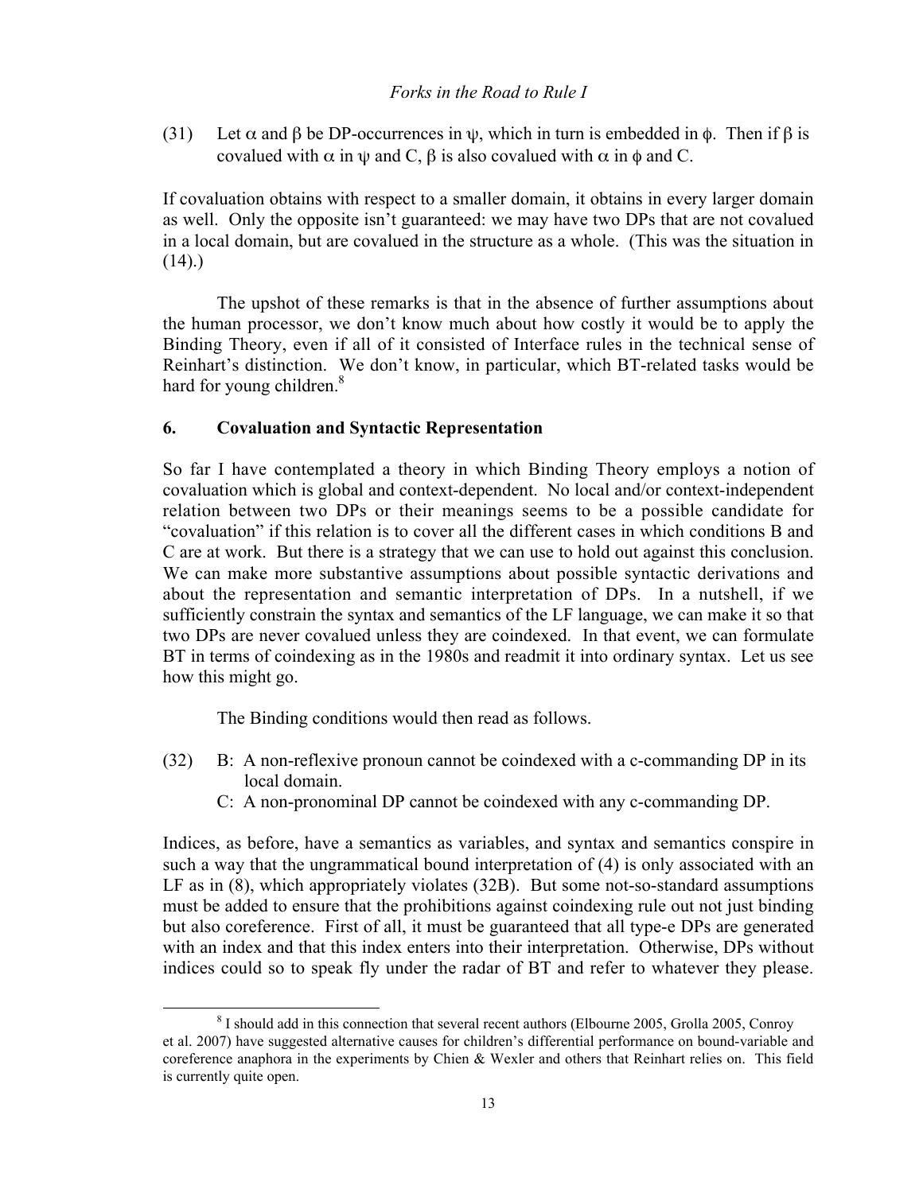(31) Let $\alpha$ and $\beta$ be DP-occurrences in $\psi$, which in turn is embedded in $\phi$. Then if $\beta$ is covalued with $\alpha$ in $\psi$ and C, $\beta$ is also covalued with $\alpha$ in $\phi$ and C.

If covaluation obtains with respect to a smaller domain, it obtains in every larger domain as well. Only the opposite isn't guaranteed: we may have two DPs that are not covalued in a local domain, but are covalued in the structure as a whole. (This was the situation in (14).)

The upshot of these remarks is that in the absence of further assumptions about the human processor, we don't know much about how costly it would be to apply the Binding Theory, even if all of it consisted of Interface rules in the technical sense of Reinhart's distinction. We don't know, in particular, which BT-related tasks would be hard for young children.[8]

## 6. Covaluation and Syntactic Representation

So far I have contemplated a theory in which Binding Theory employs a notion of covaluation which is global and context-dependent. No local and/or context-independent relation between two DPs or their meanings seems to be a possible candidate for "covaluation" if this relation is to cover all the different cases in which conditions B and C are at work. But there is a strategy that we can use to hold out against this conclusion. We can make more substantive assumptions about possible syntactic derivations and about the representation and semantic interpretation of DPs. In a nutshell, if we sufficiently constrain the syntax and semantics of the LF language, we can make it so that two DPs are never covalued unless they are coindexed. In that event, we can formulate BT in terms of coindexing as in the 1980s and readmit it into ordinary syntax. Let us see how this might go.

The Binding conditions would then read as follows.

(32) B: A non-reflexive pronoun cannot be coindexed with a c-commanding DP in its local domain.
C: A non-pronominal DP cannot be coindexed with any c-commanding DP.

Indices, as before, have a semantics as variables, and syntax and semantics conspire in such a way that the ungrammatical bound interpretation of (4) is only associated with an LF as in (8), which appropriately violates (32B). But some not-so-standard assumptions must be added to ensure that the prohibitions against coindexing rule out not just binding but also coreference. First of all, it must be guaranteed that all type-e DPs are generated with an index and that this index enters into their interpretation. Otherwise, DPs without indices could so to speak fly under the radar of BT and refer to whatever they please.

[8] I should add in this connection that several recent authors (Elbourne 2005, Grolla 2005, Conroy et al. 2007) have suggested alternative causes for children's differential performance on bound-variable and coreference anaphora in the experiments by Chien & Wexler and others that Reinhart relies on. This field is currently quite open.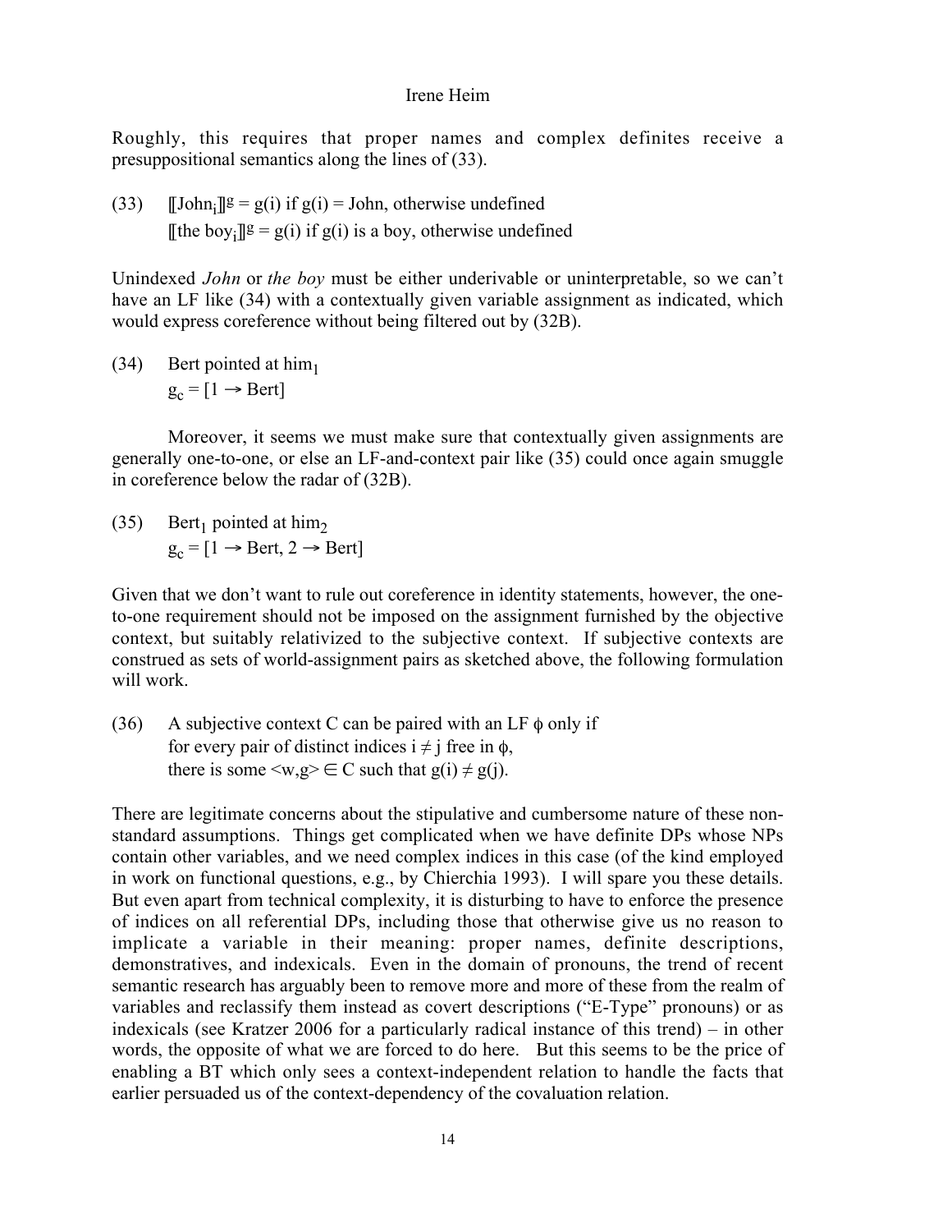Roughly, this requires that proper names and complex definites receive a presuppositional semantics along the lines of (33).

(33) $[\![\text{John}_i]\!]^g = g(i)$ if $g(i) = \text{John}$, otherwise undefined
$[\![\text{the boy}_i]\!]^g = g(i)$ if $g(i)$ is a boy, otherwise undefined

Unindexed *John* or *the boy* must be either underivable or uninterpretable, so we can't have an LF like (34) with a contextually given variable assignment as indicated, which would express coreference without being filtered out by (32B).

(34) Bert pointed at $\text{him}_1$
$g_c = [1 \rightarrow \text{Bert}]$

Moreover, it seems we must make sure that contextually given assignments are generally one-to-one, or else an LF-and-context pair like (35) could once again smuggle in coreference below the radar of (32B).

(35) $\text{Bert}_1$ pointed at $\text{him}_2$
$g_c = [1 \rightarrow \text{Bert}, 2 \rightarrow \text{Bert}]$

Given that we don't want to rule out coreference in identity statements, however, the one-to-one requirement should not be imposed on the assignment furnished by the objective context, but suitably relativized to the subjective context. If subjective contexts are construed as sets of world-assignment pairs as sketched above, the following formulation will work.

(36) A subjective context C can be paired with an LF $\phi$ only if
for every pair of distinct indices $i \neq j$ free in $\phi$,
there is some $\langle w,g \rangle \in C$ such that $g(i) \neq g(j)$.

There are legitimate concerns about the stipulative and cumbersome nature of these non-standard assumptions. Things get complicated when we have definite DPs whose NPs contain other variables, and we need complex indices in this case (of the kind employed in work on functional questions, e.g., by Chierchia 1993). I will spare you these details. But even apart from technical complexity, it is disturbing to have to enforce the presence of indices on all referential DPs, including those that otherwise give us no reason to implicate a variable in their meaning: proper names, definite descriptions, demonstratives, and indexicals. Even in the domain of pronouns, the trend of recent semantic research has arguably been to remove more and more of these from the realm of variables and reclassify them instead as covert descriptions ("E-Type" pronouns) or as indexicals (see Kratzer 2006 for a particularly radical instance of this trend) – in other words, the opposite of what we are forced to do here. But this seems to be the price of enabling a BT which only sees a context-independent relation to handle the facts that earlier persuaded us of the context-dependency of the covaluation relation.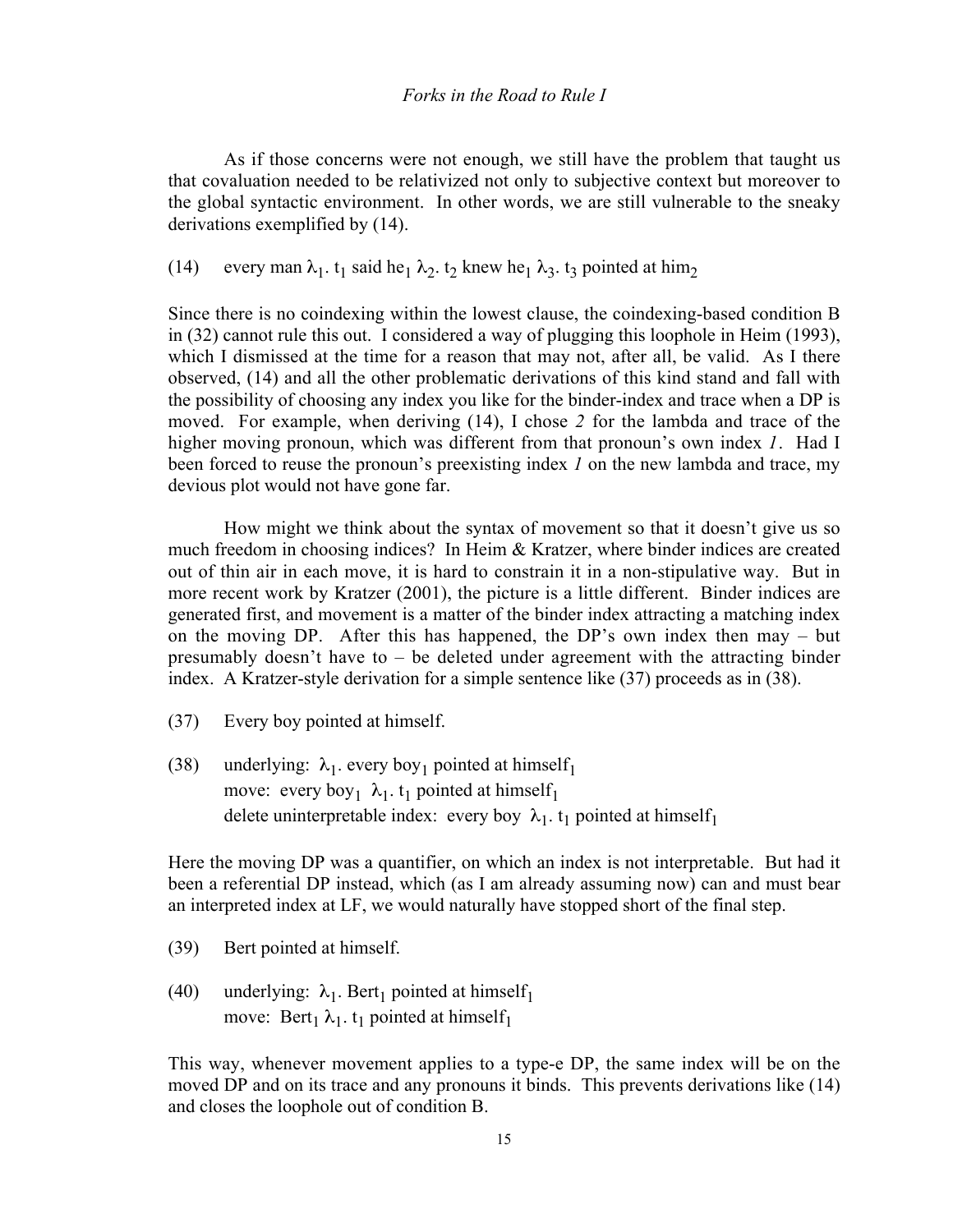As if those concerns were not enough, we still have the problem that taught us that covaluation needed to be relativized not only to subjective context but moreover to the global syntactic environment. In other words, we are still vulnerable to the sneaky derivations exemplified by (14).

(14) every man $\lambda_1$. $t_1$ said he$_1$ $\lambda_2$. $t_2$ knew he$_1$ $\lambda_3$. $t_3$ pointed at him$_2$

Since there is no coindexing within the lowest clause, the coindexing-based condition B in (32) cannot rule this out. I considered a way of plugging this loophole in Heim (1993), which I dismissed at the time for a reason that may not, after all, be valid. As I there observed, (14) and all the other problematic derivations of this kind stand and fall with the possibility of choosing any index you like for the binder-index and trace when a DP is moved. For example, when deriving (14), I chose *2* for the lambda and trace of the higher moving pronoun, which was different from that pronoun's own index *1*. Had I been forced to reuse the pronoun's preexisting index *1* on the new lambda and trace, my devious plot would not have gone far.

How might we think about the syntax of movement so that it doesn't give us so much freedom in choosing indices? In Heim & Kratzer, where binder indices are created out of thin air in each move, it is hard to constrain it in a non-stipulative way. But in more recent work by Kratzer (2001), the picture is a little different. Binder indices are generated first, and movement is a matter of the binder index attracting a matching index on the moving DP. After this has happened, the DP's own index then may – but presumably doesn't have to – be deleted under agreement with the attracting binder index. A Kratzer-style derivation for a simple sentence like (37) proceeds as in (38).

(37) Every boy pointed at himself.

(38) underlying: $\lambda_1$. every boy$_1$ pointed at himself$_1$
move: every boy$_1$ $\lambda_1$. $t_1$ pointed at himself$_1$
delete uninterpretable index: every boy $\lambda_1$. $t_1$ pointed at himself$_1$

Here the moving DP was a quantifier, on which an index is not interpretable. But had it been a referential DP instead, which (as I am already assuming now) can and must bear an interpreted index at LF, we would naturally have stopped short of the final step.

(39) Bert pointed at himself.

(40) underlying: $\lambda_1$. Bert$_1$ pointed at himself$_1$
move: Bert$_1$ $\lambda_1$. $t_1$ pointed at himself$_1$

This way, whenever movement applies to a type-e DP, the same index will be on the moved DP and on its trace and any pronouns it binds. This prevents derivations like (14) and closes the loophole out of condition B.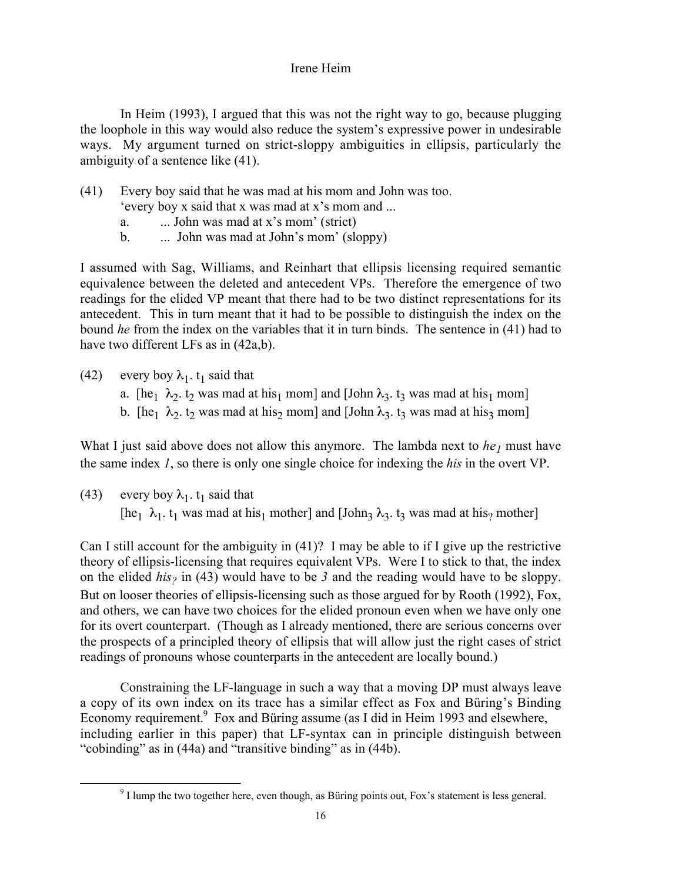In Heim (1993), I argued that this was not the right way to go, because plugging the loophole in this way would also reduce the system's expressive power in undesirable ways. My argument turned on strict-sloppy ambiguities in ellipsis, particularly the ambiguity of a sentence like (41).

(41) Every boy said that he was mad at his mom and John was too.
'every boy x said that x was mad at x's mom and ...
a. ... John was mad at x's mom' (strict)
b. ... John was mad at John's mom' (sloppy)

I assumed with Sag, Williams, and Reinhart that ellipsis licensing required semantic equivalence between the deleted and antecedent VPs. Therefore the emergence of two readings for the elided VP meant that there had to be two distinct representations for its antecedent. This in turn meant that it had to be possible to distinguish the index on the bound *he* from the index on the variables that it in turn binds. The sentence in (41) had to have two different LFs as in (42a,b).

(42) every boy $\lambda_1$. $t_1$ said that
a. [$he_1$ $\lambda_2$. $t_2$ was mad at $his_1$ mom] and [John $\lambda_3$. $t_3$ was mad at $his_1$ mom]
b. [$he_1$ $\lambda_2$. $t_2$ was mad at $his_2$ mom] and [John $\lambda_3$. $t_3$ was mad at $his_3$ mom]

What I just said above does not allow this anymore. The lambda next to $he_1$ must have the same index *1*, so there is only one single choice for indexing the *his* in the overt VP.

(43) every boy $\lambda_1$. $t_1$ said that
[$he_1$ $\lambda_1$. $t_1$ was mad at $his_1$ mother] and [$John_3$ $\lambda_3$. $t_3$ was mad at $his_?$ mother]

Can I still account for the ambiguity in (41)? I may be able to if I give up the restrictive theory of ellipsis-licensing that requires equivalent VPs. Were I to stick to that, the index on the elided $his_?$ in (43) would have to be *3* and the reading would have to be sloppy. But on looser theories of ellipsis-licensing such as those argued for by Rooth (1992), Fox, and others, we can have two choices for the elided pronoun even when we have only one for its overt counterpart. (Though as I already mentioned, there are serious concerns over the prospects of a principled theory of ellipsis that will allow just the right cases of strict readings of pronouns whose counterparts in the antecedent are locally bound.)

Constraining the LF-language in such a way that a moving DP must always leave a copy of its own index on its trace has a similar effect as Fox and Büring's Binding Economy requirement.[9] Fox and Büring assume (as I did in Heim 1993 and elsewhere, including earlier in this paper) that LF-syntax can in principle distinguish between "cobinding" as in (44a) and "transitive binding" as in (44b).

[9] I lump the two together here, even though, as Büring points out, Fox's statement is less general.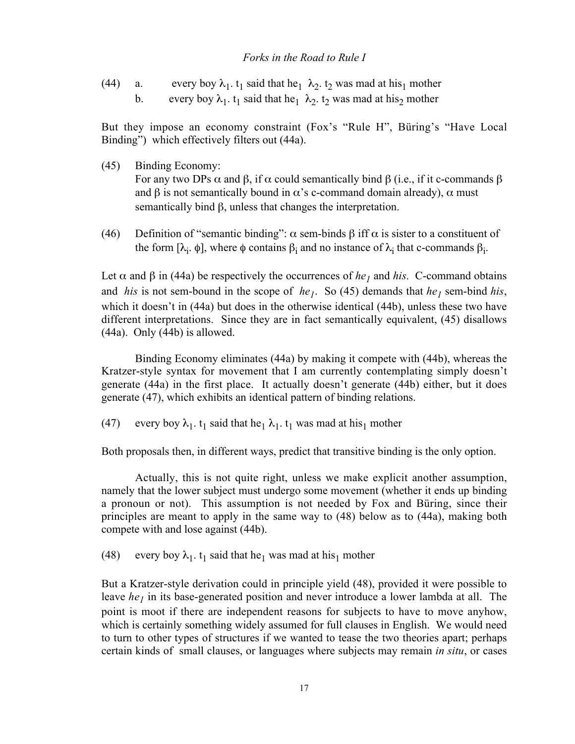(44) a. every boy $\lambda_1$. $t_1$ said that $he_1$ $\lambda_2$. $t_2$ was mad at $his_1$ mother

b. every boy $\lambda_1$. $t_1$ said that $he_1$ $\lambda_2$. $t_2$ was mad at $his_2$ mother

But they impose an economy constraint (Fox's "Rule H", Büring's "Have Local Binding") which effectively filters out (44a).

(45) Binding Economy:
For any two DPs $\alpha$ and $\beta$, if $\alpha$ could semantically bind $\beta$ (i.e., if it c-commands $\beta$ and $\beta$ is not semantically bound in $\alpha$'s c-command domain already), $\alpha$ must semantically bind $\beta$, unless that changes the interpretation.

(46) Definition of "semantic binding": $\alpha$ sem-binds $\beta$ iff $\alpha$ is sister to a constituent of the form $[\lambda_i. \phi]$, where $\phi$ contains $\beta_i$ and no instance of $\lambda_i$ that c-commands $\beta_i$.

Let $\alpha$ and $\beta$ in (44a) be respectively the occurrences of *he*$_1$ and *his*. C-command obtains and *his* is not sem-bound in the scope of *he*$_1$. So (45) demands that *he*$_1$ sem-bind *his*, which it doesn't in (44a) but does in the otherwise identical (44b), unless these two have different interpretations. Since they are in fact semantically equivalent, (45) disallows (44a). Only (44b) is allowed.

Binding Economy eliminates (44a) by making it compete with (44b), whereas the Kratzer-style syntax for movement that I am currently contemplating simply doesn't generate (44a) in the first place. It actually doesn't generate (44b) either, but it does generate (47), which exhibits an identical pattern of binding relations.

(47) every boy $\lambda_1$. $t_1$ said that $he_1$ $\lambda_1$. $t_1$ was mad at $his_1$ mother

Both proposals then, in different ways, predict that transitive binding is the only option.

Actually, this is not quite right, unless we make explicit another assumption, namely that the lower subject must undergo some movement (whether it ends up binding a pronoun or not). This assumption is not needed by Fox and Büring, since their principles are meant to apply in the same way to (48) below as to (44a), making both compete with and lose against (44b).

(48) every boy $\lambda_1$. $t_1$ said that $he_1$ was mad at $his_1$ mother

But a Kratzer-style derivation could in principle yield (48), provided it were possible to leave *he*$_1$ in its base-generated position and never introduce a lower lambda at all. The point is moot if there are independent reasons for subjects to have to move anyhow, which is certainly something widely assumed for full clauses in English. We would need to turn to other types of structures if we wanted to tease the two theories apart; perhaps certain kinds of small clauses, or languages where subjects may remain *in situ*, or cases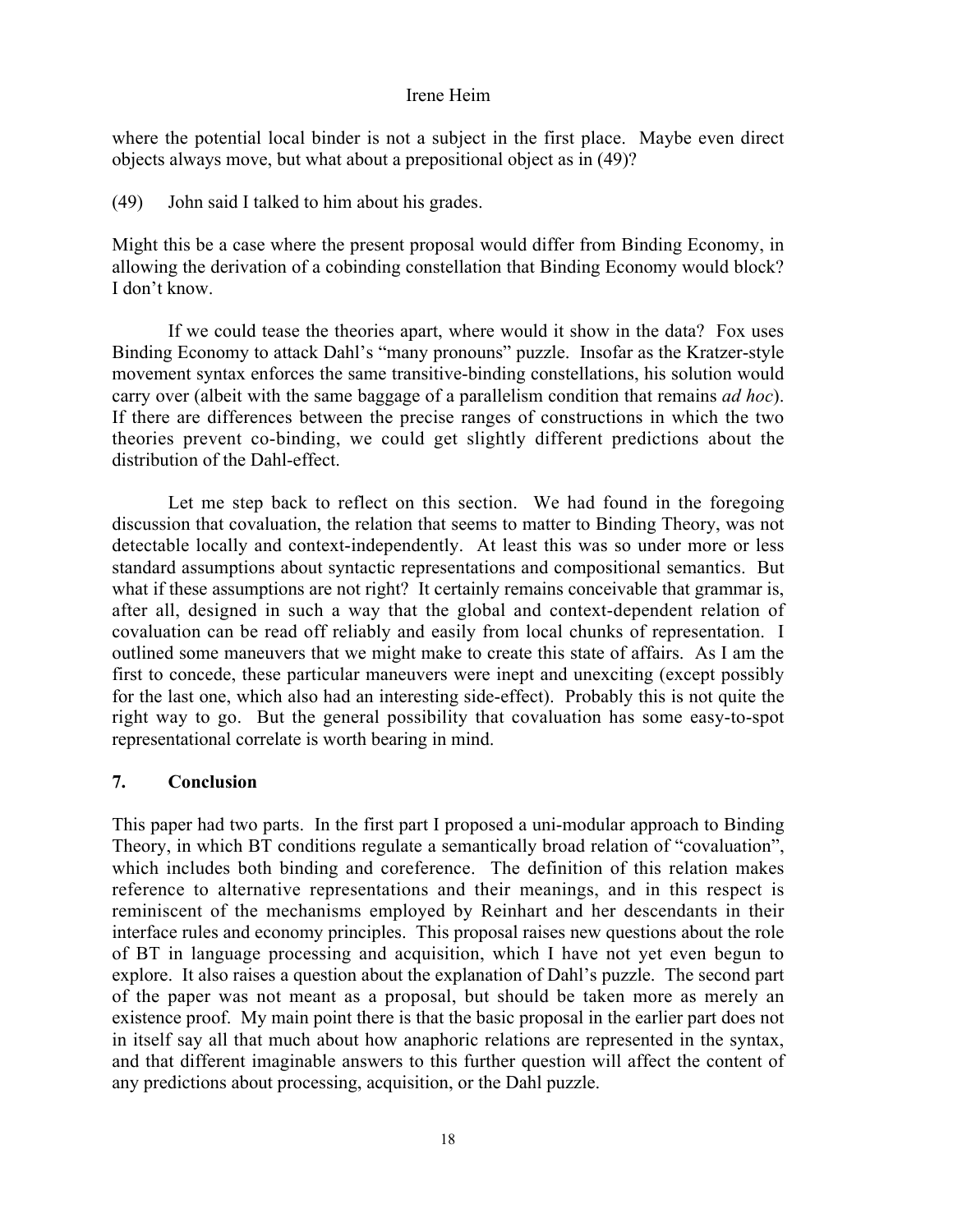where the potential local binder is not a subject in the first place. Maybe even direct objects always move, but what about a prepositional object as in (49)?

(49) John said I talked to him about his grades.

Might this be a case where the present proposal would differ from Binding Economy, in allowing the derivation of a cobinding constellation that Binding Economy would block? I don't know.

If we could tease the theories apart, where would it show in the data? Fox uses Binding Economy to attack Dahl's "many pronouns" puzzle. Insofar as the Kratzer-style movement syntax enforces the same transitive-binding constellations, his solution would carry over (albeit with the same baggage of a parallelism condition that remains *ad hoc*). If there are differences between the precise ranges of constructions in which the two theories prevent co-binding, we could get slightly different predictions about the distribution of the Dahl-effect.

Let me step back to reflect on this section. We had found in the foregoing discussion that covaluation, the relation that seems to matter to Binding Theory, was not detectable locally and context-independently. At least this was so under more or less standard assumptions about syntactic representations and compositional semantics. But what if these assumptions are not right? It certainly remains conceivable that grammar is, after all, designed in such a way that the global and context-dependent relation of covaluation can be read off reliably and easily from local chunks of representation. I outlined some maneuvers that we might make to create this state of affairs. As I am the first to concede, these particular maneuvers were inept and unexciting (except possibly for the last one, which also had an interesting side-effect). Probably this is not quite the right way to go. But the general possibility that covaluation has some easy-to-spot representational correlate is worth bearing in mind.

## 7. Conclusion

This paper had two parts. In the first part I proposed a uni-modular approach to Binding Theory, in which BT conditions regulate a semantically broad relation of "covaluation", which includes both binding and coreference. The definition of this relation makes reference to alternative representations and their meanings, and in this respect is reminiscent of the mechanisms employed by Reinhart and her descendants in their interface rules and economy principles. This proposal raises new questions about the role of BT in language processing and acquisition, which I have not yet even begun to explore. It also raises a question about the explanation of Dahl's puzzle. The second part of the paper was not meant as a proposal, but should be taken more as merely an existence proof. My main point there is that the basic proposal in the earlier part does not in itself say all that much about how anaphoric relations are represented in the syntax, and that different imaginable answers to this further question will affect the content of any predictions about processing, acquisition, or the Dahl puzzle.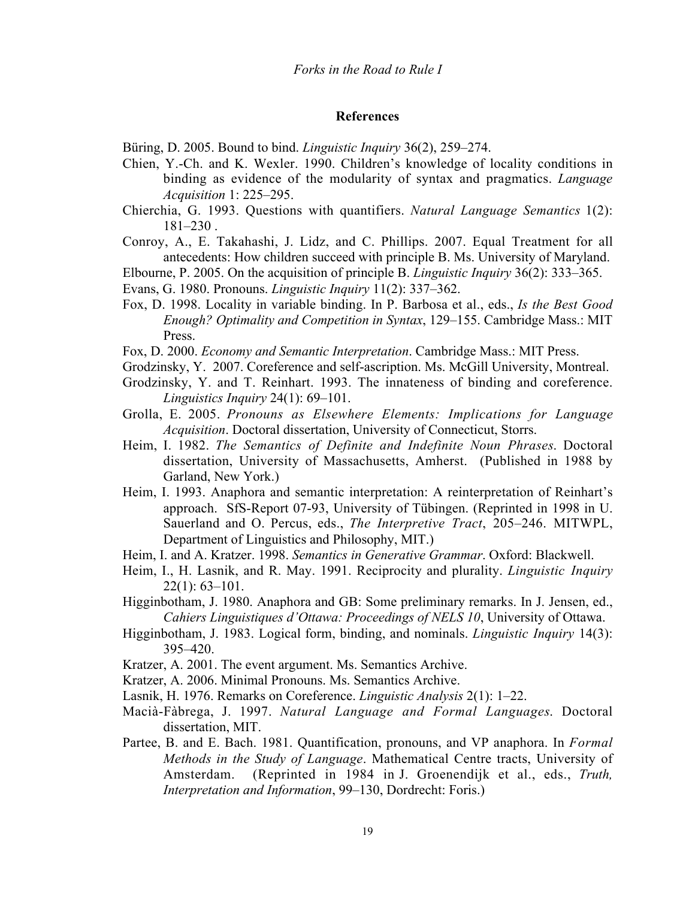## References

Büring, D. 2005. Bound to bind. *Linguistic Inquiry* 36(2), 259–274.

Chien, Y.-Ch. and K. Wexler. 1990. Children's knowledge of locality conditions in binding as evidence of the modularity of syntax and pragmatics. *Language Acquisition* 1: 225–295.

Chierchia, G. 1993. Questions with quantifiers. *Natural Language Semantics* 1(2): 181–230 .

Conroy, A., E. Takahashi, J. Lidz, and C. Phillips. 2007. Equal Treatment for all antecedents: How children succeed with principle B. Ms. University of Maryland.

Elbourne, P. 2005. On the acquisition of principle B. *Linguistic Inquiry* 36(2): 333–365.

Evans, G. 1980. Pronouns. *Linguistic Inquiry* 11(2): 337–362.

Fox, D. 1998. Locality in variable binding. In P. Barbosa et al., eds., *Is the Best Good Enough? Optimality and Competition in Syntax*, 129–155. Cambridge Mass.: MIT Press.

Fox, D. 2000. *Economy and Semantic Interpretation*. Cambridge Mass.: MIT Press.

Grodzinsky, Y. 2007. Coreference and self-ascription. Ms. McGill University, Montreal.

Grodzinsky, Y. and T. Reinhart. 1993. The innateness of binding and coreference. *Linguistics Inquiry* 24(1): 69–101.

Grolla, E. 2005. *Pronouns as Elsewhere Elements: Implications for Language Acquisition*. Doctoral dissertation, University of Connecticut, Storrs.

Heim, I. 1982. *The Semantics of Definite and Indefinite Noun Phrases*. Doctoral dissertation, University of Massachusetts, Amherst. (Published in 1988 by Garland, New York.)

Heim, I. 1993. Anaphora and semantic interpretation: A reinterpretation of Reinhart's approach. SfS-Report 07-93, University of Tübingen. (Reprinted in 1998 in U. Sauerland and O. Percus, eds., *The Interpretive Tract*, 205–246. MITWPL, Department of Linguistics and Philosophy, MIT.)

Heim, I. and A. Kratzer. 1998. *Semantics in Generative Grammar*. Oxford: Blackwell.

Heim, I., H. Lasnik, and R. May. 1991. Reciprocity and plurality. *Linguistic Inquiry* 22(1): 63–101.

Higginbotham, J. 1980. Anaphora and GB: Some preliminary remarks. In J. Jensen, ed., *Cahiers Linguistiques d'Ottawa: Proceedings of NELS 10*, University of Ottawa.

Higginbotham, J. 1983. Logical form, binding, and nominals. *Linguistic Inquiry* 14(3): 395–420.

Kratzer, A. 2001. The event argument. Ms. Semantics Archive.

Kratzer, A. 2006. Minimal Pronouns. Ms. Semantics Archive.

Lasnik, H. 1976. Remarks on Coreference. *Linguistic Analysis* 2(1): 1–22.

Macià-Fàbrega, J. 1997. *Natural Language and Formal Languages*. Doctoral dissertation, MIT.

Partee, B. and E. Bach. 1981. Quantification, pronouns, and VP anaphora. In *Formal Methods in the Study of Language*. Mathematical Centre tracts, University of Amsterdam. (Reprinted in 1984 in J. Groenendijk et al., eds., *Truth, Interpretation and Information*, 99–130, Dordrecht: Foris.)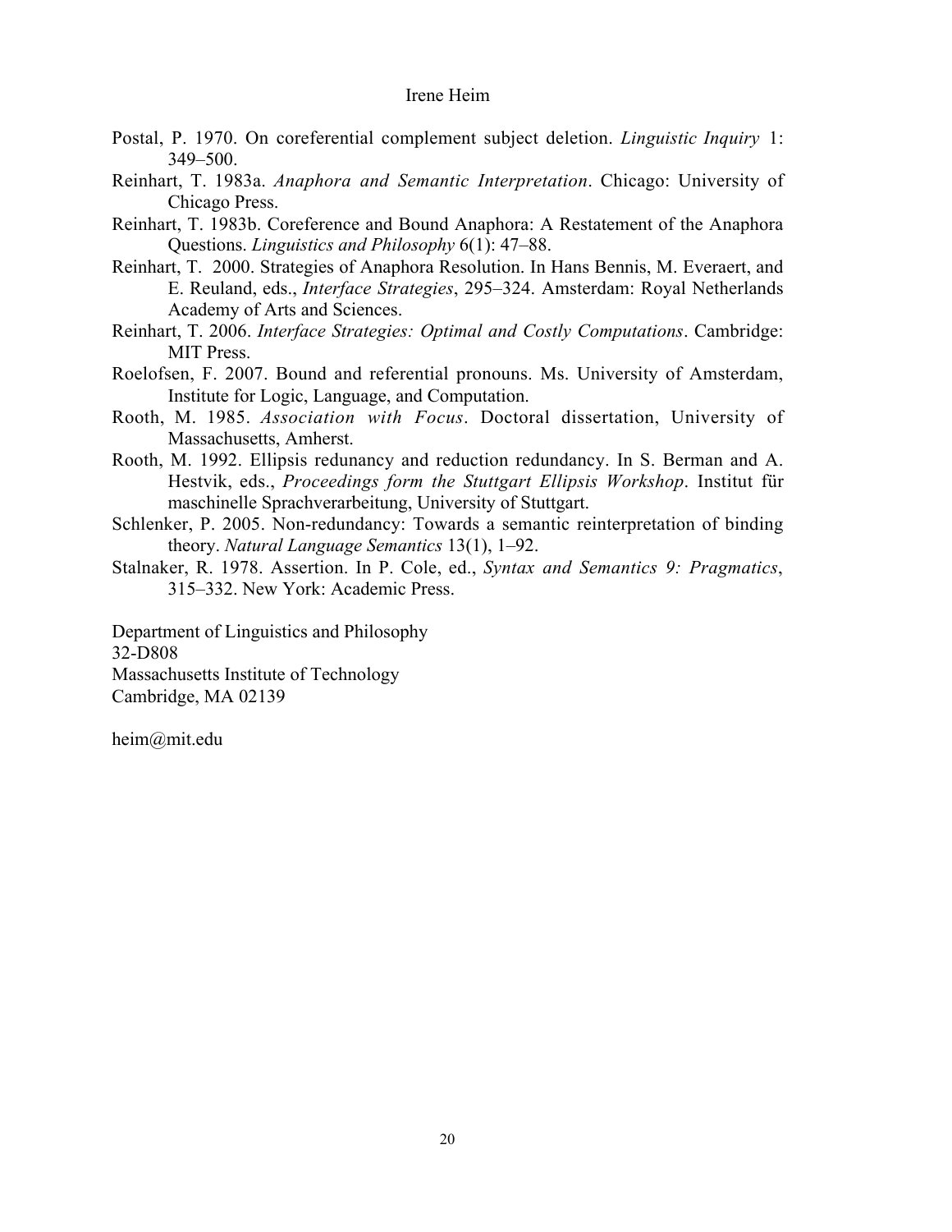Postal, P. 1970. On coreferential complement subject deletion. *Linguistic Inquiry* 1: 349–500.

Reinhart, T. 1983a. *Anaphora and Semantic Interpretation*. Chicago: University of Chicago Press.

Reinhart, T. 1983b. Coreference and Bound Anaphora: A Restatement of the Anaphora Questions. *Linguistics and Philosophy* 6(1): 47–88.

Reinhart, T. 2000. Strategies of Anaphora Resolution. In Hans Bennis, M. Everaert, and E. Reuland, eds., *Interface Strategies*, 295–324. Amsterdam: Royal Netherlands Academy of Arts and Sciences.

Reinhart, T. 2006. *Interface Strategies: Optimal and Costly Computations*. Cambridge: MIT Press.

Roelofsen, F. 2007. Bound and referential pronouns. Ms. University of Amsterdam, Institute for Logic, Language, and Computation.

Rooth, M. 1985. *Association with Focus*. Doctoral dissertation, University of Massachusetts, Amherst.

Rooth, M. 1992. Ellipsis redunancy and reduction redundancy. In S. Berman and A. Hestvik, eds., *Proceedings form the Stuttgart Ellipsis Workshop*. Institut für maschinelle Sprachverarbeitung, University of Stuttgart.

Schlenker, P. 2005. Non-redundancy: Towards a semantic reinterpretation of binding theory. *Natural Language Semantics* 13(1), 1–92.

Stalnaker, R. 1978. Assertion. In P. Cole, ed., *Syntax and Semantics 9: Pragmatics*, 315–332. New York: Academic Press.

Department of Linguistics and Philosophy
32-D808
Massachusetts Institute of Technology
Cambridge, MA 02139

heim@mit.edu